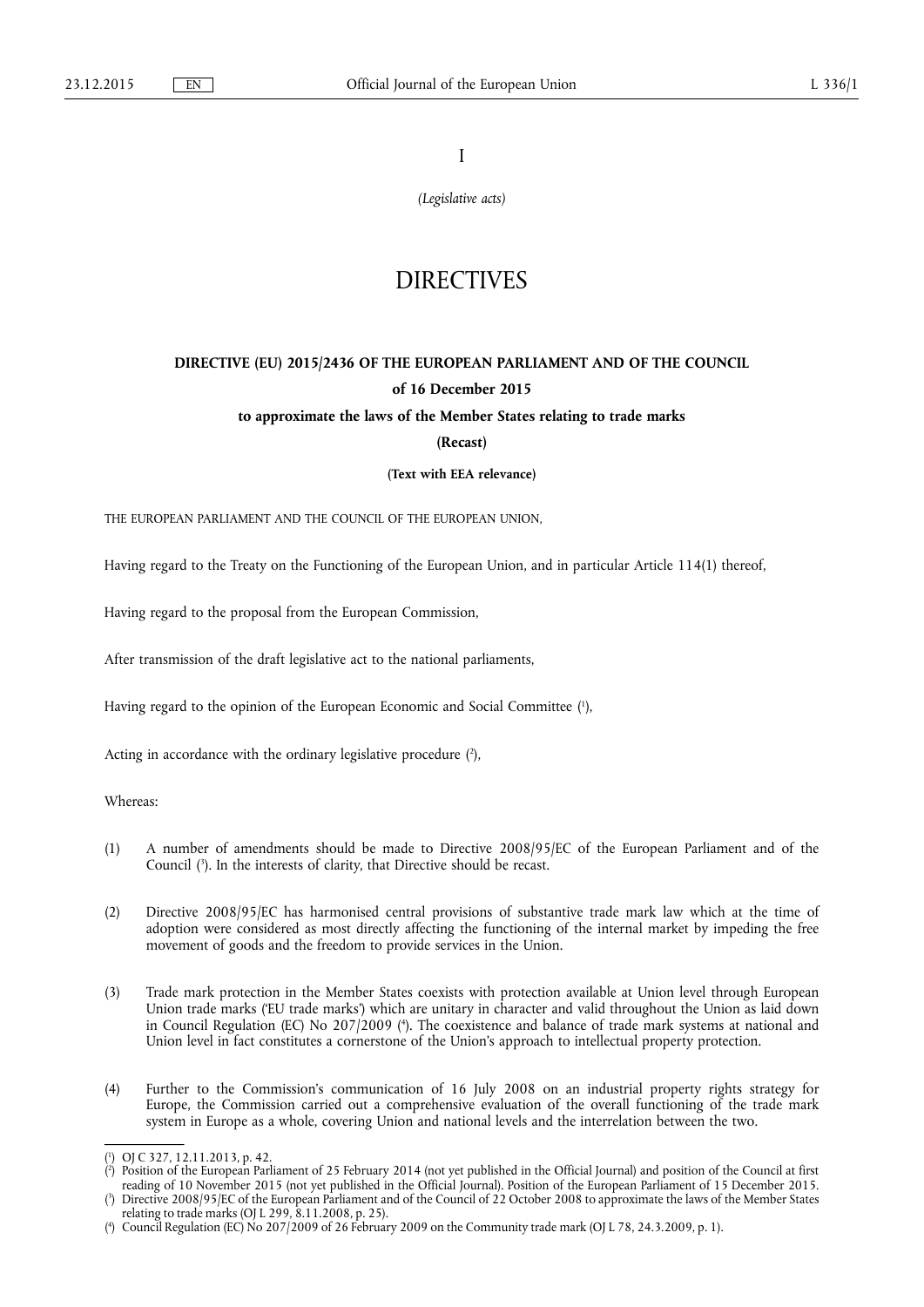I

*(Legislative acts)*

# DIRECTIVES

## DIRECTIVE (EU) 2015/2436 OF THE EUROPEAN PARLIAMENT AND OF THE COUNCIL

**of 16 December 2015**

**to approximate the laws of the Member States relating to trade marks**

**(Recast)**

**(Text with EEA relevance)**

THE EUROPEAN PARLIAMENT AND THE COUNCIL OF THE EUROPEAN UNION,

Having regard to the Treaty on the Functioning of the European Union, and in particular Article 114(1) thereof,

Having regard to the proposal from the European Commission,

After transmission of the draft legislative act to the national parliaments,

Having regard to the opinion of the European Economic and Social Committee [1],

Acting in accordance with the ordinary legislative procedure [2],

Whereas:

(1) A number of amendments should be made to Directive 2008/95/EC of the European Parliament and of the Council [3]. In the interests of clarity, that Directive should be recast.

(2) Directive 2008/95/EC has harmonised central provisions of substantive trade mark law which at the time of adoption were considered as most directly affecting the functioning of the internal market by impeding the free movement of goods and the freedom to provide services in the Union.

(3) Trade mark protection in the Member States coexists with protection available at Union level through European Union trade marks ('EU trade marks') which are unitary in character and valid throughout the Union as laid down in Council Regulation (EC) No 207/2009 [4]. The coexistence and balance of trade mark systems at national and Union level in fact constitutes a cornerstone of the Union's approach to intellectual property protection.

(4) Further to the Commission's communication of 16 July 2008 on an industrial property rights strategy for Europe, the Commission carried out a comprehensive evaluation of the overall functioning of the trade mark system in Europe as a whole, covering Union and national levels and the interrelation between the two.

---

[1] OJ C 327, 12.11.2013, p. 42.

[2] Position of the European Parliament of 25 February 2014 (not yet published in the Official Journal) and position of the Council at first reading of 10 November 2015 (not yet published in the Official Journal). Position of the European Parliament of 15 December 2015.

[3] Directive 2008/95/EC of the European Parliament and of the Council of 22 October 2008 to approximate the laws of the Member States relating to trade marks (OJ L 299, 8.11.2008, p. 25).

[4] Council Regulation (EC) No 207/2009 of 26 February 2009 on the Community trade mark (OJ L 78, 24.3.2009, p. 1).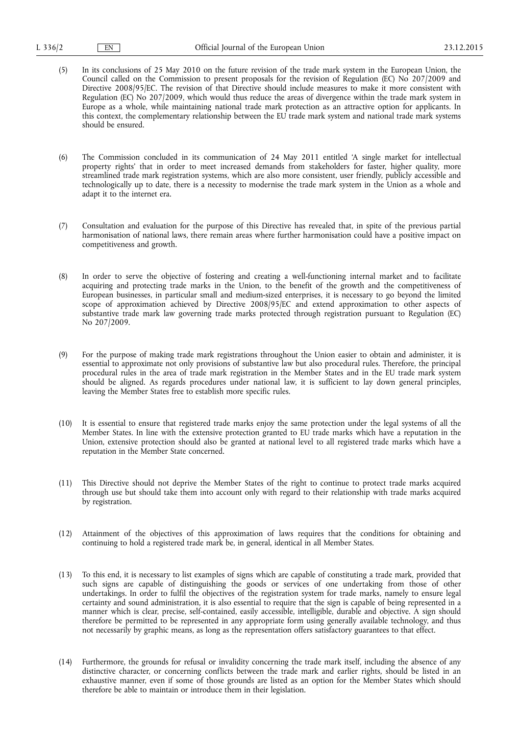(5) In its conclusions of 25 May 2010 on the future revision of the trade mark system in the European Union, the Council called on the Commission to present proposals for the revision of Regulation (EC) No 207/2009 and Directive 2008/95/EC. The revision of that Directive should include measures to make it more consistent with Regulation (EC) No 207/2009, which would thus reduce the areas of divergence within the trade mark system in Europe as a whole, while maintaining national trade mark protection as an attractive option for applicants. In this context, the complementary relationship between the EU trade mark system and national trade mark systems should be ensured.

(6) The Commission concluded in its communication of 24 May 2011 entitled 'A single market for intellectual property rights' that in order to meet increased demands from stakeholders for faster, higher quality, more streamlined trade mark registration systems, which are also more consistent, user friendly, publicly accessible and technologically up to date, there is a necessity to modernise the trade mark system in the Union as a whole and adapt it to the internet era.

(7) Consultation and evaluation for the purpose of this Directive has revealed that, in spite of the previous partial harmonisation of national laws, there remain areas where further harmonisation could have a positive impact on competitiveness and growth.

(8) In order to serve the objective of fostering and creating a well-functioning internal market and to facilitate acquiring and protecting trade marks in the Union, to the benefit of the growth and the competitiveness of European businesses, in particular small and medium-sized enterprises, it is necessary to go beyond the limited scope of approximation achieved by Directive 2008/95/EC and extend approximation to other aspects of substantive trade mark law governing trade marks protected through registration pursuant to Regulation (EC) No 207/2009.

(9) For the purpose of making trade mark registrations throughout the Union easier to obtain and administer, it is essential to approximate not only provisions of substantive law but also procedural rules. Therefore, the principal procedural rules in the area of trade mark registration in the Member States and in the EU trade mark system should be aligned. As regards procedures under national law, it is sufficient to lay down general principles, leaving the Member States free to establish more specific rules.

(10) It is essential to ensure that registered trade marks enjoy the same protection under the legal systems of all the Member States. In line with the extensive protection granted to EU trade marks which have a reputation in the Union, extensive protection should also be granted at national level to all registered trade marks which have a reputation in the Member State concerned.

(11) This Directive should not deprive the Member States of the right to continue to protect trade marks acquired through use but should take them into account only with regard to their relationship with trade marks acquired by registration.

(12) Attainment of the objectives of this approximation of laws requires that the conditions for obtaining and continuing to hold a registered trade mark be, in general, identical in all Member States.

(13) To this end, it is necessary to list examples of signs which are capable of constituting a trade mark, provided that such signs are capable of distinguishing the goods or services of one undertaking from those of other undertakings. In order to fulfil the objectives of the registration system for trade marks, namely to ensure legal certainty and sound administration, it is also essential to require that the sign is capable of being represented in a manner which is clear, precise, self-contained, easily accessible, intelligible, durable and objective. A sign should therefore be permitted to be represented in any appropriate form using generally available technology, and thus not necessarily by graphic means, as long as the representation offers satisfactory guarantees to that effect.

(14) Furthermore, the grounds for refusal or invalidity concerning the trade mark itself, including the absence of any distinctive character, or concerning conflicts between the trade mark and earlier rights, should be listed in an exhaustive manner, even if some of those grounds are listed as an option for the Member States which should therefore be able to maintain or introduce them in their legislation.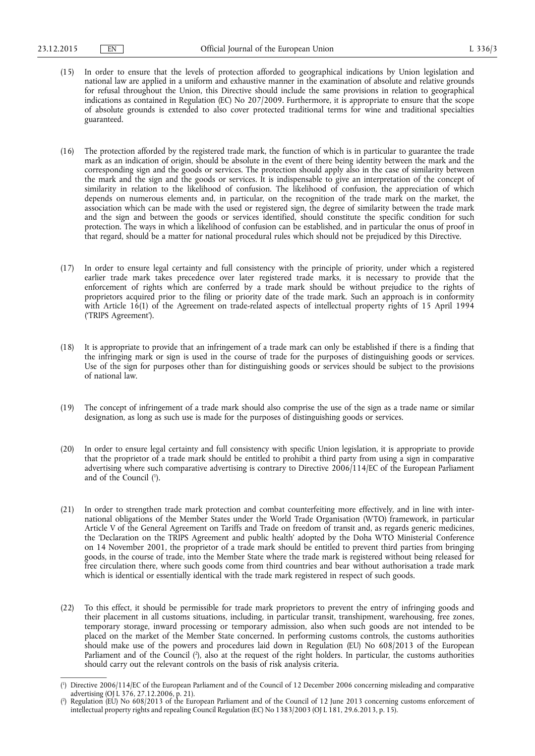(15) In order to ensure that the levels of protection afforded to geographical indications by Union legislation and national law are applied in a uniform and exhaustive manner in the examination of absolute and relative grounds for refusal throughout the Union, this Directive should include the same provisions in relation to geographical indications as contained in Regulation (EC) No 207/2009. Furthermore, it is appropriate to ensure that the scope of absolute grounds is extended to also cover protected traditional terms for wine and traditional specialties guaranteed.

(16) The protection afforded by the registered trade mark, the function of which is in particular to guarantee the trade mark as an indication of origin, should be absolute in the event of there being identity between the mark and the corresponding sign and the goods or services. The protection should apply also in the case of similarity between the mark and the sign and the goods or services. It is indispensable to give an interpretation of the concept of similarity in relation to the likelihood of confusion. The likelihood of confusion, the appreciation of which depends on numerous elements and, in particular, on the recognition of the trade mark on the market, the association which can be made with the used or registered sign, the degree of similarity between the trade mark and the sign and between the goods or services identified, should constitute the specific condition for such protection. The ways in which a likelihood of confusion can be established, and in particular the onus of proof in that regard, should be a matter for national procedural rules which should not be prejudiced by this Directive.

(17) In order to ensure legal certainty and full consistency with the principle of priority, under which a registered earlier trade mark takes precedence over later registered trade marks, it is necessary to provide that the enforcement of rights which are conferred by a trade mark should be without prejudice to the rights of proprietors acquired prior to the filing or priority date of the trade mark. Such an approach is in conformity with Article 16(1) of the Agreement on trade-related aspects of intellectual property rights of 15 April 1994 ('TRIPS Agreement').

(18) It is appropriate to provide that an infringement of a trade mark can only be established if there is a finding that the infringing mark or sign is used in the course of trade for the purposes of distinguishing goods or services. Use of the sign for purposes other than for distinguishing goods or services should be subject to the provisions of national law.

(19) The concept of infringement of a trade mark should also comprise the use of the sign as a trade name or similar designation, as long as such use is made for the purposes of distinguishing goods or services.

(20) In order to ensure legal certainty and full consistency with specific Union legislation, it is appropriate to provide that the proprietor of a trade mark should be entitled to prohibit a third party from using a sign in comparative advertising where such comparative advertising is contrary to Directive 2006/114/EC of the European Parliament and of the Council [1].

(21) In order to strengthen trade mark protection and combat counterfeiting more effectively, and in line with international obligations of the Member States under the World Trade Organisation (WTO) framework, in particular Article V of the General Agreement on Tariffs and Trade on freedom of transit and, as regards generic medicines, the 'Declaration on the TRIPS Agreement and public health' adopted by the Doha WTO Ministerial Conference on 14 November 2001, the proprietor of a trade mark should be entitled to prevent third parties from bringing goods, in the course of trade, into the Member State where the trade mark is registered without being released for free circulation there, where such goods come from third countries and bear without authorisation a trade mark which is identical or essentially identical with the trade mark registered in respect of such goods.

(22) To this effect, it should be permissible for trade mark proprietors to prevent the entry of infringing goods and their placement in all customs situations, including, in particular transit, transhipment, warehousing, free zones, temporary storage, inward processing or temporary admission, also when such goods are not intended to be placed on the market of the Member State concerned. In performing customs controls, the customs authorities should make use of the powers and procedures laid down in Regulation (EU) No 608/2013 of the European Parliament and of the Council [2], also at the request of the right holders. In particular, the customs authorities should carry out the relevant controls on the basis of risk analysis criteria.

---

[1] Directive 2006/114/EC of the European Parliament and of the Council of 12 December 2006 concerning misleading and comparative advertising (OJ L 376, 27.12.2006, p. 21).

[2] Regulation (EU) No 608/2013 of the European Parliament and of the Council of 12 June 2013 concerning customs enforcement of intellectual property rights and repealing Council Regulation (EC) No 1383/2003 (OJ L 181, 29.6.2013, p. 15).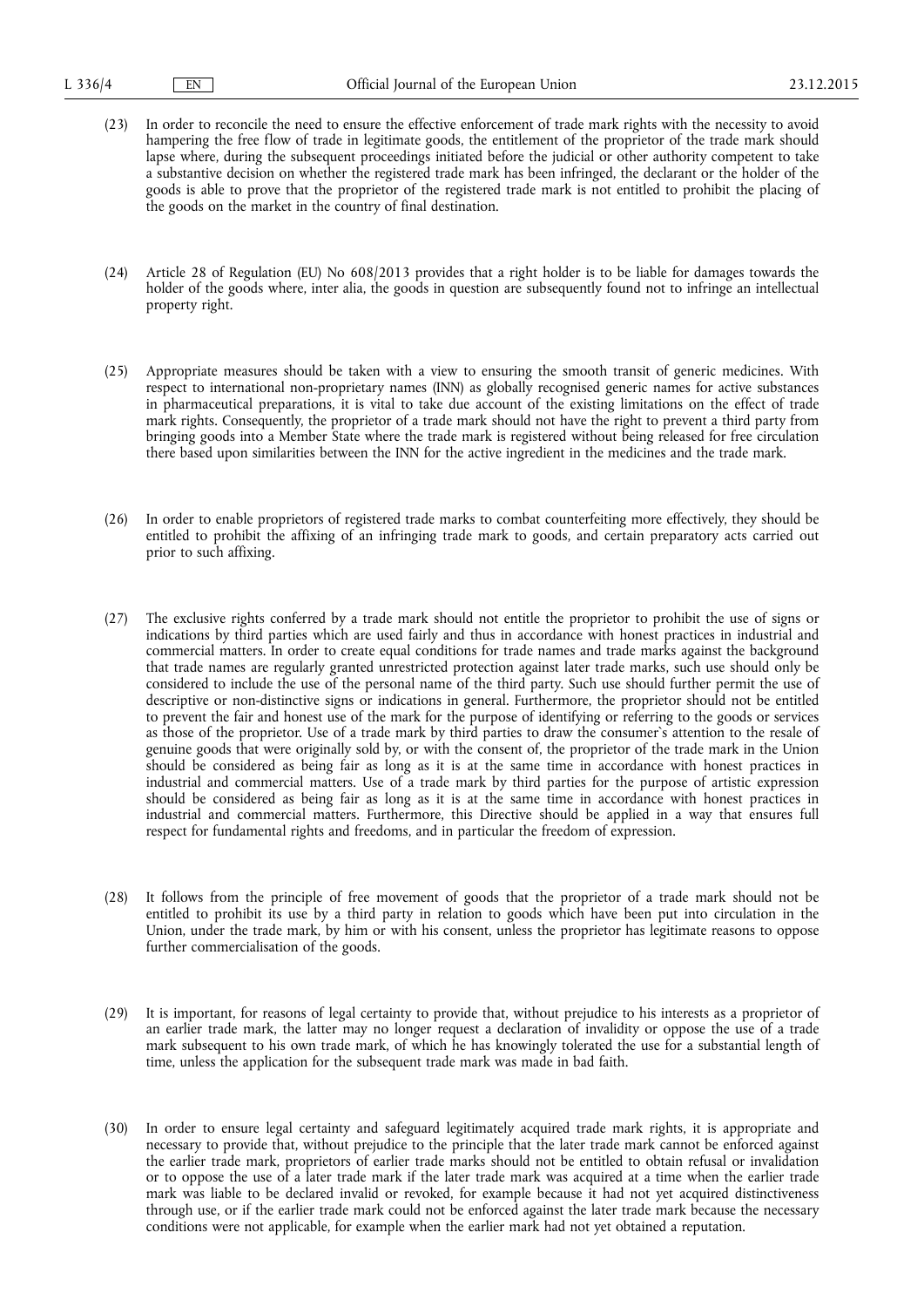(23) In order to reconcile the need to ensure the effective enforcement of trade mark rights with the necessity to avoid hampering the free flow of trade in legitimate goods, the entitlement of the proprietor of the trade mark should lapse where, during the subsequent proceedings initiated before the judicial or other authority competent to take a substantive decision on whether the registered trade mark has been infringed, the declarant or the holder of the goods is able to prove that the proprietor of the registered trade mark is not entitled to prohibit the placing of the goods on the market in the country of final destination.

(24) Article 28 of Regulation (EU) No 608/2013 provides that a right holder is to be liable for damages towards the holder of the goods where, inter alia, the goods in question are subsequently found not to infringe an intellectual property right.

(25) Appropriate measures should be taken with a view to ensuring the smooth transit of generic medicines. With respect to international non-proprietary names (INN) as globally recognised generic names for active substances in pharmaceutical preparations, it is vital to take due account of the existing limitations on the effect of trade mark rights. Consequently, the proprietor of a trade mark should not have the right to prevent a third party from bringing goods into a Member State where the trade mark is registered without being released for free circulation there based upon similarities between the INN for the active ingredient in the medicines and the trade mark.

(26) In order to enable proprietors of registered trade marks to combat counterfeiting more effectively, they should be entitled to prohibit the affixing of an infringing trade mark to goods, and certain preparatory acts carried out prior to such affixing.

(27) The exclusive rights conferred by a trade mark should not entitle the proprietor to prohibit the use of signs or indications by third parties which are used fairly and thus in accordance with honest practices in industrial and commercial matters. In order to create equal conditions for trade names and trade marks against the background that trade names are regularly granted unrestricted protection against later trade marks, such use should only be considered to include the use of the personal name of the third party. Such use should further permit the use of descriptive or non-distinctive signs or indications in general. Furthermore, the proprietor should not be entitled to prevent the fair and honest use of the mark for the purpose of identifying or referring to the goods or services as those of the proprietor. Use of a trade mark by third parties to draw the consumer's attention to the resale of genuine goods that were originally sold by, or with the consent of, the proprietor of the trade mark in the Union should be considered as being fair as long as it is at the same time in accordance with honest practices in industrial and commercial matters. Use of a trade mark by third parties for the purpose of artistic expression should be considered as being fair as long as it is at the same time in accordance with honest practices in industrial and commercial matters. Furthermore, this Directive should be applied in a way that ensures full respect for fundamental rights and freedoms, and in particular the freedom of expression.

(28) It follows from the principle of free movement of goods that the proprietor of a trade mark should not be entitled to prohibit its use by a third party in relation to goods which have been put into circulation in the Union, under the trade mark, by him or with his consent, unless the proprietor has legitimate reasons to oppose further commercialisation of the goods.

(29) It is important, for reasons of legal certainty to provide that, without prejudice to his interests as a proprietor of an earlier trade mark, the latter may no longer request a declaration of invalidity or oppose the use of a trade mark subsequent to his own trade mark, of which he has knowingly tolerated the use for a substantial length of time, unless the application for the subsequent trade mark was made in bad faith.

(30) In order to ensure legal certainty and safeguard legitimately acquired trade mark rights, it is appropriate and necessary to provide that, without prejudice to the principle that the later trade mark cannot be enforced against the earlier trade mark, proprietors of earlier trade marks should not be entitled to obtain refusal or invalidation or to oppose the use of a later trade mark if the later trade mark was acquired at a time when the earlier trade mark was liable to be declared invalid or revoked, for example because it had not yet acquired distinctiveness through use, or if the earlier trade mark could not be enforced against the later trade mark because the necessary conditions were not applicable, for example when the earlier mark had not yet obtained a reputation.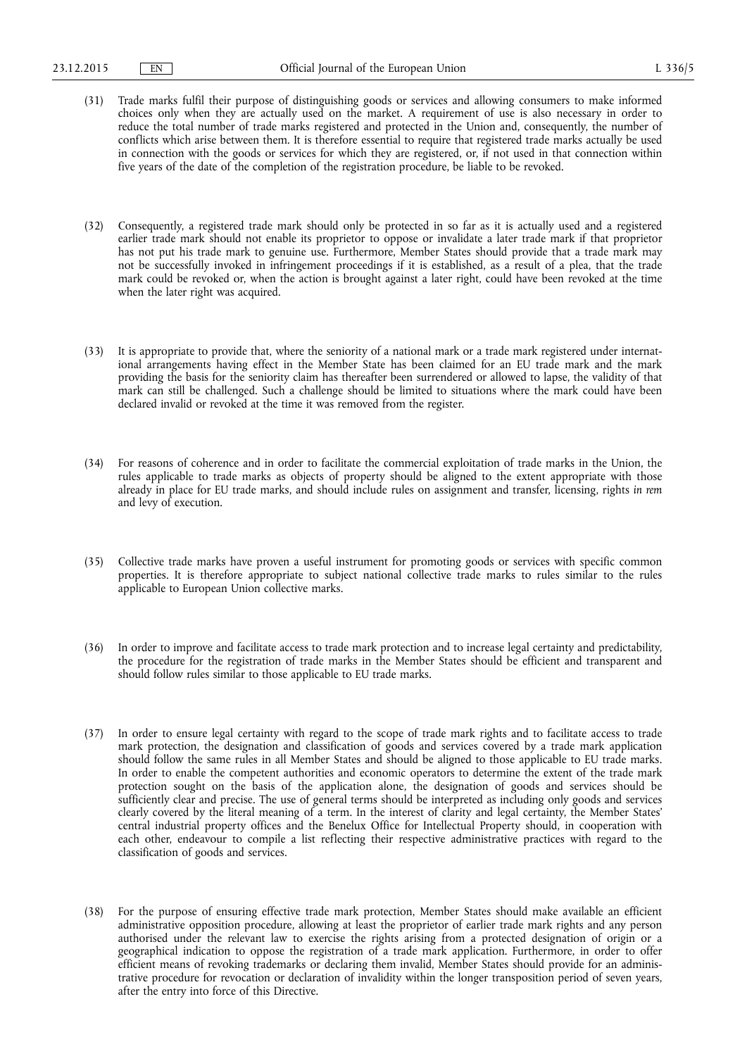(31) Trade marks fulfil their purpose of distinguishing goods or services and allowing consumers to make informed choices only when they are actually used on the market. A requirement of use is also necessary in order to reduce the total number of trade marks registered and protected in the Union and, consequently, the number of conflicts which arise between them. It is therefore essential to require that registered trade marks actually be used in connection with the goods or services for which they are registered, or, if not used in that connection within five years of the date of the completion of the registration procedure, be liable to be revoked.

(32) Consequently, a registered trade mark should only be protected in so far as it is actually used and a registered earlier trade mark should not enable its proprietor to oppose or invalidate a later trade mark if that proprietor has not put his trade mark to genuine use. Furthermore, Member States should provide that a trade mark may not be successfully invoked in infringement proceedings if it is established, as a result of a plea, that the trade mark could be revoked or, when the action is brought against a later right, could have been revoked at the time when the later right was acquired.

(33) It is appropriate to provide that, where the seniority of a national mark or a trade mark registered under international arrangements having effect in the Member State has been claimed for an EU trade mark and the mark providing the basis for the seniority claim has thereafter been surrendered or allowed to lapse, the validity of that mark can still be challenged. Such a challenge should be limited to situations where the mark could have been declared invalid or revoked at the time it was removed from the register.

(34) For reasons of coherence and in order to facilitate the commercial exploitation of trade marks in the Union, the rules applicable to trade marks as objects of property should be aligned to the extent appropriate with those already in place for EU trade marks, and should include rules on assignment and transfer, licensing, rights *in rem* and levy of execution.

(35) Collective trade marks have proven a useful instrument for promoting goods or services with specific common properties. It is therefore appropriate to subject national collective trade marks to rules similar to the rules applicable to European Union collective marks.

(36) In order to improve and facilitate access to trade mark protection and to increase legal certainty and predictability, the procedure for the registration of trade marks in the Member States should be efficient and transparent and should follow rules similar to those applicable to EU trade marks.

(37) In order to ensure legal certainty with regard to the scope of trade mark rights and to facilitate access to trade mark protection, the designation and classification of goods and services covered by a trade mark application should follow the same rules in all Member States and should be aligned to those applicable to EU trade marks. In order to enable the competent authorities and economic operators to determine the extent of the trade mark protection sought on the basis of the application alone, the designation of goods and services should be sufficiently clear and precise. The use of general terms should be interpreted as including only goods and services clearly covered by the literal meaning of a term. In the interest of clarity and legal certainty, the Member States' central industrial property offices and the Benelux Office for Intellectual Property should, in cooperation with each other, endeavour to compile a list reflecting their respective administrative practices with regard to the classification of goods and services.

(38) For the purpose of ensuring effective trade mark protection, Member States should make available an efficient administrative opposition procedure, allowing at least the proprietor of earlier trade mark rights and any person authorised under the relevant law to exercise the rights arising from a protected designation of origin or a geographical indication to oppose the registration of a trade mark application. Furthermore, in order to offer efficient means of revoking trademarks or declaring them invalid, Member States should provide for an administrative procedure for revocation or declaration of invalidity within the longer transposition period of seven years, after the entry into force of this Directive.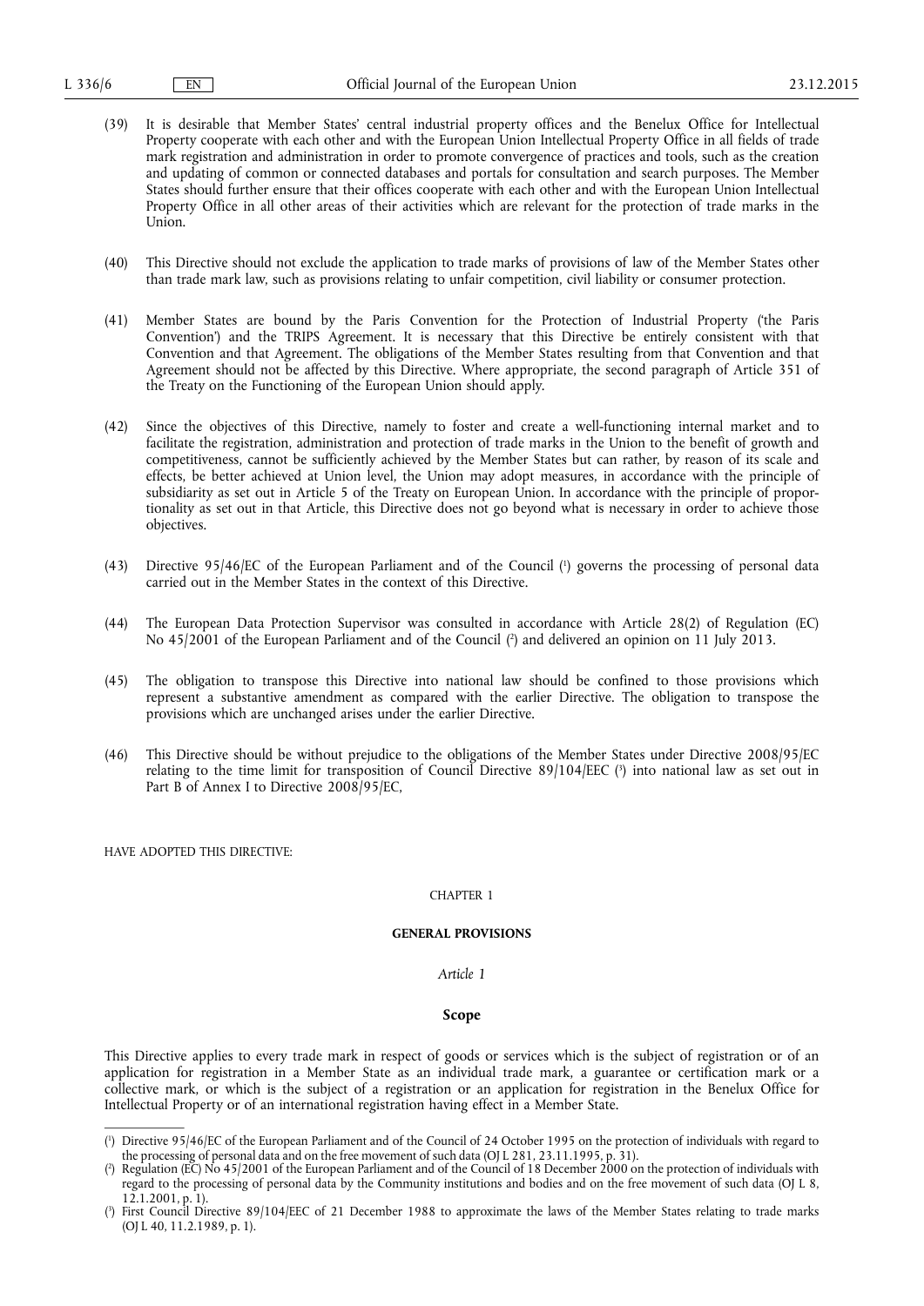(39) It is desirable that Member States' central industrial property offices and the Benelux Office for Intellectual Property cooperate with each other and with the European Union Intellectual Property Office in all fields of trade mark registration and administration in order to promote convergence of practices and tools, such as the creation and updating of common or connected databases and portals for consultation and search purposes. The Member States should further ensure that their offices cooperate with each other and with the European Union Intellectual Property Office in all other areas of their activities which are relevant for the protection of trade marks in the Union.

(40) This Directive should not exclude the application to trade marks of provisions of law of the Member States other than trade mark law, such as provisions relating to unfair competition, civil liability or consumer protection.

(41) Member States are bound by the Paris Convention for the Protection of Industrial Property ('the Paris Convention') and the TRIPS Agreement. It is necessary that this Directive be entirely consistent with that Convention and that Agreement. The obligations of the Member States resulting from that Convention and that Agreement should not be affected by this Directive. Where appropriate, the second paragraph of Article 351 of the Treaty on the Functioning of the European Union should apply.

(42) Since the objectives of this Directive, namely to foster and create a well-functioning internal market and to facilitate the registration, administration and protection of trade marks in the Union to the benefit of growth and competitiveness, cannot be sufficiently achieved by the Member States but can rather, by reason of its scale and effects, be better achieved at Union level, the Union may adopt measures, in accordance with the principle of subsidiarity as set out in Article 5 of the Treaty on European Union. In accordance with the principle of proportionality as set out in that Article, this Directive does not go beyond what is necessary in order to achieve those objectives.

(43) Directive 95/46/EC of the European Parliament and of the Council [1] governs the processing of personal data carried out in the Member States in the context of this Directive.

(44) The European Data Protection Supervisor was consulted in accordance with Article 28(2) of Regulation (EC) No 45/2001 of the European Parliament and of the Council [2] and delivered an opinion on 11 July 2013.

(45) The obligation to transpose this Directive into national law should be confined to those provisions which represent a substantive amendment as compared with the earlier Directive. The obligation to transpose the provisions which are unchanged arises under the earlier Directive.

(46) This Directive should be without prejudice to the obligations of the Member States under Directive 2008/95/EC relating to the time limit for transposition of Council Directive 89/104/EEC [3] into national law as set out in Part B of Annex I to Directive 2008/95/EC,

HAVE ADOPTED THIS DIRECTIVE:

CHAPTER 1

**GENERAL PROVISIONS**

*Article 1*

**Scope**

This Directive applies to every trade mark in respect of goods or services which is the subject of registration or of an application for registration in a Member State as an individual trade mark, a guarantee or certification mark or a collective mark, or which is the subject of a registration or an application for registration in the Benelux Office for Intellectual Property or of an international registration having effect in a Member State.

---

[1] Directive 95/46/EC of the European Parliament and of the Council of 24 October 1995 on the protection of individuals with regard to the processing of personal data and on the free movement of such data (OJ L 281, 23.11.1995, p. 31).

[2] Regulation (EC) No 45/2001 of the European Parliament and of the Council of 18 December 2000 on the protection of individuals with regard to the processing of personal data by the Community institutions and bodies and on the free movement of such data (OJ L 8, 12.1.2001, p. 1).

[3] First Council Directive 89/104/EEC of 21 December 1988 to approximate the laws of the Member States relating to trade marks (OJ L 40, 11.2.1989, p. 1).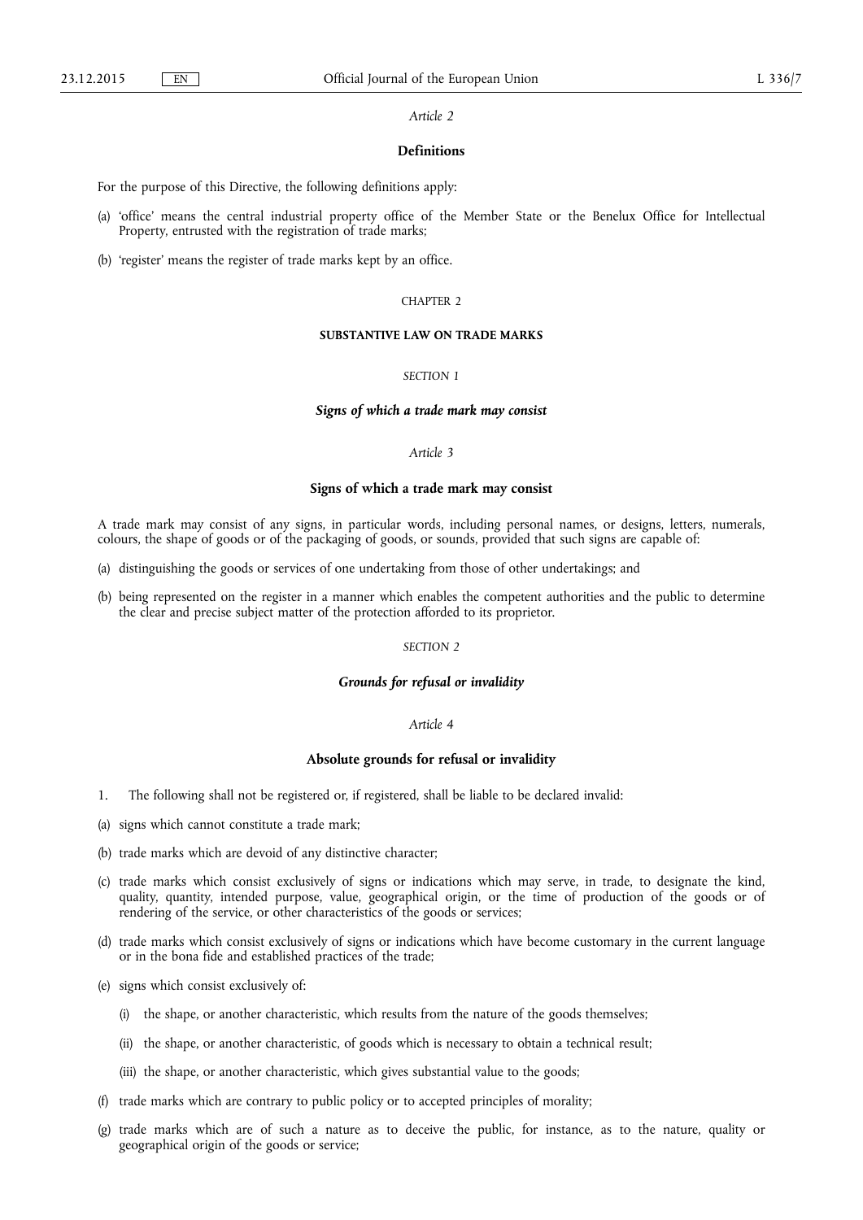*Article 2*

**Definitions**

For the purpose of this Directive, the following definitions apply:

(a) 'office' means the central industrial property office of the Member State or the Benelux Office for Intellectual Property, entrusted with the registration of trade marks;

(b) 'register' means the register of trade marks kept by an office.

CHAPTER 2

**SUBSTANTIVE LAW ON TRADE MARKS**

*SECTION 1*

***Signs of which a trade mark may consist***

*Article 3*

**Signs of which a trade mark may consist**

A trade mark may consist of any signs, in particular words, including personal names, or designs, letters, numerals, colours, the shape of goods or of the packaging of goods, or sounds, provided that such signs are capable of:

(a) distinguishing the goods or services of one undertaking from those of other undertakings; and

(b) being represented on the register in a manner which enables the competent authorities and the public to determine the clear and precise subject matter of the protection afforded to its proprietor.

*SECTION 2*

***Grounds for refusal or invalidity***

*Article 4*

**Absolute grounds for refusal or invalidity**

1. The following shall not be registered or, if registered, shall be liable to be declared invalid:

(a) signs which cannot constitute a trade mark;

(b) trade marks which are devoid of any distinctive character;

(c) trade marks which consist exclusively of signs or indications which may serve, in trade, to designate the kind, quality, quantity, intended purpose, value, geographical origin, or the time of production of the goods or of rendering of the service, or other characteristics of the goods or services;

(d) trade marks which consist exclusively of signs or indications which have become customary in the current language or in the bona fide and established practices of the trade;

(e) signs which consist exclusively of:

 (i) the shape, or another characteristic, which results from the nature of the goods themselves;

 (ii) the shape, or another characteristic, of goods which is necessary to obtain a technical result;

 (iii) the shape, or another characteristic, which gives substantial value to the goods;

(f) trade marks which are contrary to public policy or to accepted principles of morality;

(g) trade marks which are of such a nature as to deceive the public, for instance, as to the nature, quality or geographical origin of the goods or service;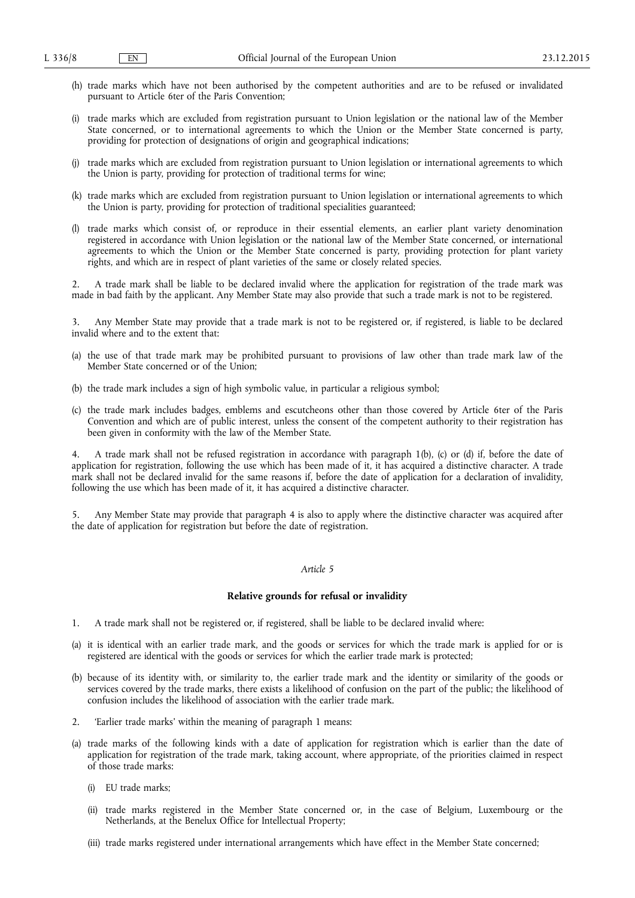(h) trade marks which have not been authorised by the competent authorities and are to be refused or invalidated pursuant to Article 6ter of the Paris Convention;

(i) trade marks which are excluded from registration pursuant to Union legislation or the national law of the Member State concerned, or to international agreements to which the Union or the Member State concerned is party, providing for protection of designations of origin and geographical indications;

(j) trade marks which are excluded from registration pursuant to Union legislation or international agreements to which the Union is party, providing for protection of traditional terms for wine;

(k) trade marks which are excluded from registration pursuant to Union legislation or international agreements to which the Union is party, providing for protection of traditional specialities guaranteed;

(l) trade marks which consist of, or reproduce in their essential elements, an earlier plant variety denomination registered in accordance with Union legislation or the national law of the Member State concerned, or international agreements to which the Union or the Member State concerned is party, providing protection for plant variety rights, and which are in respect of plant varieties of the same or closely related species.

2. A trade mark shall be liable to be declared invalid where the application for registration of the trade mark was made in bad faith by the applicant. Any Member State may also provide that such a trade mark is not to be registered.

3. Any Member State may provide that a trade mark is not to be registered or, if registered, is liable to be declared invalid where and to the extent that:

(a) the use of that trade mark may be prohibited pursuant to provisions of law other than trade mark law of the Member State concerned or of the Union;

(b) the trade mark includes a sign of high symbolic value, in particular a religious symbol;

(c) the trade mark includes badges, emblems and escutcheons other than those covered by Article 6ter of the Paris Convention and which are of public interest, unless the consent of the competent authority to their registration has been given in conformity with the law of the Member State.

4. A trade mark shall not be refused registration in accordance with paragraph 1(b), (c) or (d) if, before the date of application for registration, following the use which has been made of it, it has acquired a distinctive character. A trade mark shall not be declared invalid for the same reasons if, before the date of application for a declaration of invalidity, following the use which has been made of it, it has acquired a distinctive character.

5. Any Member State may provide that paragraph 4 is also to apply where the distinctive character was acquired after the date of application for registration but before the date of registration.

*Article 5*

**Relative grounds for refusal or invalidity**

1. A trade mark shall not be registered or, if registered, shall be liable to be declared invalid where:

(a) it is identical with an earlier trade mark, and the goods or services for which the trade mark is applied for or is registered are identical with the goods or services for which the earlier trade mark is protected;

(b) because of its identity with, or similarity to, the earlier trade mark and the identity or similarity of the goods or services covered by the trade marks, there exists a likelihood of confusion on the part of the public; the likelihood of confusion includes the likelihood of association with the earlier trade mark.

2. 'Earlier trade marks' within the meaning of paragraph 1 means:

(a) trade marks of the following kinds with a date of application for registration which is earlier than the date of application for registration of the trade mark, taking account, where appropriate, of the priorities claimed in respect of those trade marks:

   (i) EU trade marks;

   (ii) trade marks registered in the Member State concerned or, in the case of Belgium, Luxembourg or the Netherlands, at the Benelux Office for Intellectual Property;

   (iii) trade marks registered under international arrangements which have effect in the Member State concerned;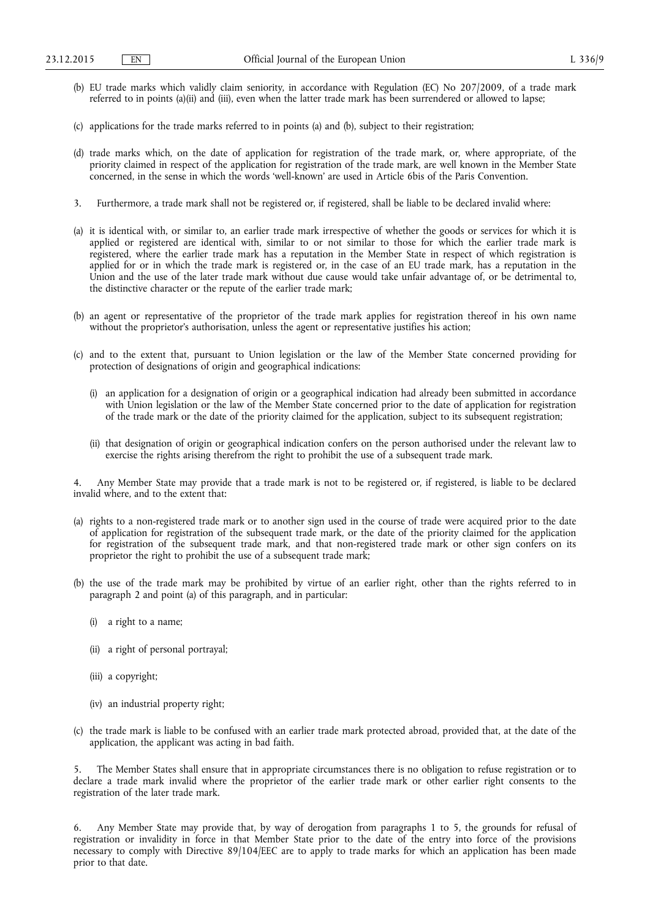(b) EU trade marks which validly claim seniority, in accordance with Regulation (EC) No 207/2009, of a trade mark referred to in points (a)(ii) and (iii), even when the latter trade mark has been surrendered or allowed to lapse;

(c) applications for the trade marks referred to in points (a) and (b), subject to their registration;

(d) trade marks which, on the date of application for registration of the trade mark, or, where appropriate, of the priority claimed in respect of the application for registration of the trade mark, are well known in the Member State concerned, in the sense in which the words 'well-known' are used in Article 6bis of the Paris Convention.

3. Furthermore, a trade mark shall not be registered or, if registered, shall be liable to be declared invalid where:

(a) it is identical with, or similar to, an earlier trade mark irrespective of whether the goods or services for which it is applied or registered are identical with, similar to or not similar to those for which the earlier trade mark is registered, where the earlier trade mark has a reputation in the Member State in respect of which registration is applied for or in which the trade mark is registered or, in the case of an EU trade mark, has a reputation in the Union and the use of the later trade mark without due cause would take unfair advantage of, or be detrimental to, the distinctive character or the repute of the earlier trade mark;

(b) an agent or representative of the proprietor of the trade mark applies for registration thereof in his own name without the proprietor's authorisation, unless the agent or representative justifies his action;

(c) and to the extent that, pursuant to Union legislation or the law of the Member State concerned providing for protection of designations of origin and geographical indications:

   (i) an application for a designation of origin or a geographical indication had already been submitted in accordance with Union legislation or the law of the Member State concerned prior to the date of application for registration of the trade mark or the date of the priority claimed for the application, subject to its subsequent registration;

   (ii) that designation of origin or geographical indication confers on the person authorised under the relevant law to exercise the rights arising therefrom the right to prohibit the use of a subsequent trade mark.

4. Any Member State may provide that a trade mark is not to be registered or, if registered, is liable to be declared invalid where, and to the extent that:

(a) rights to a non-registered trade mark or to another sign used in the course of trade were acquired prior to the date of application for registration of the subsequent trade mark, or the date of the priority claimed for the application for registration of the subsequent trade mark, and that non-registered trade mark or other sign confers on its proprietor the right to prohibit the use of a subsequent trade mark;

(b) the use of the trade mark may be prohibited by virtue of an earlier right, other than the rights referred to in paragraph 2 and point (a) of this paragraph, and in particular:

   (i) a right to a name;

   (ii) a right of personal portrayal;

   (iii) a copyright;

   (iv) an industrial property right;

(c) the trade mark is liable to be confused with an earlier trade mark protected abroad, provided that, at the date of the application, the applicant was acting in bad faith.

5. The Member States shall ensure that in appropriate circumstances there is no obligation to refuse registration or to declare a trade mark invalid where the proprietor of the earlier trade mark or other earlier right consents to the registration of the later trade mark.

6. Any Member State may provide that, by way of derogation from paragraphs 1 to 5, the grounds for refusal of registration or invalidity in force in that Member State prior to the date of the entry into force of the provisions necessary to comply with Directive 89/104/EEC are to apply to trade marks for which an application has been made prior to that date.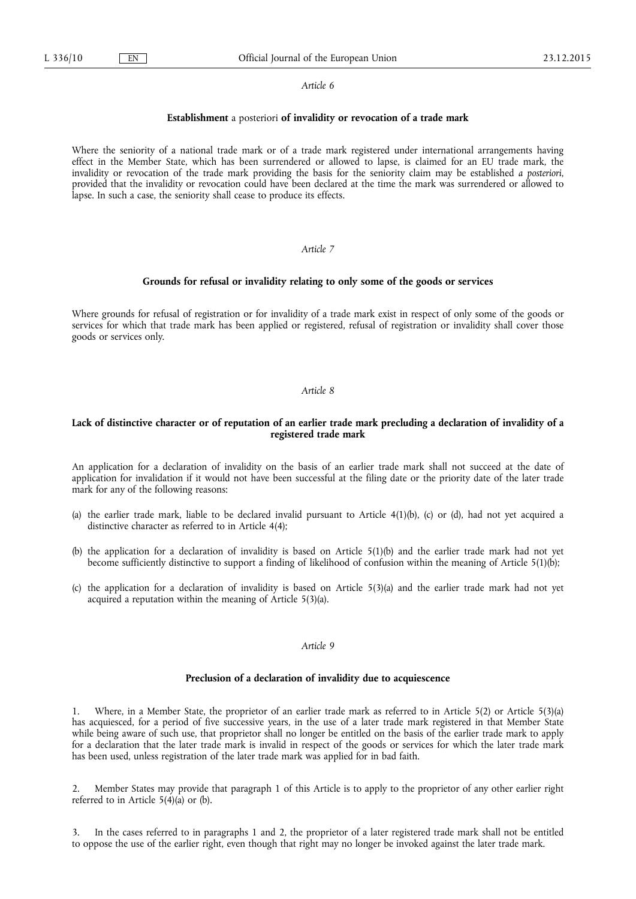*Article 6*

**Establishment *a posteriori* of invalidity or revocation of a trade mark**

Where the seniority of a national trade mark or of a trade mark registered under international arrangements having effect in the Member State, which has been surrendered or allowed to lapse, is claimed for an EU trade mark, the invalidity or revocation of the trade mark providing the basis for the seniority claim may be established *a posteriori*, provided that the invalidity or revocation could have been declared at the time the mark was surrendered or allowed to lapse. In such a case, the seniority shall cease to produce its effects.

*Article 7*

**Grounds for refusal or invalidity relating to only some of the goods or services**

Where grounds for refusal of registration or for invalidity of a trade mark exist in respect of only some of the goods or services for which that trade mark has been applied or registered, refusal of registration or invalidity shall cover those goods or services only.

*Article 8*

**Lack of distinctive character or of reputation of an earlier trade mark precluding a declaration of invalidity of a registered trade mark**

An application for a declaration of invalidity on the basis of an earlier trade mark shall not succeed at the date of application for invalidation if it would not have been successful at the filing date or the priority date of the later trade mark for any of the following reasons:

(a) the earlier trade mark, liable to be declared invalid pursuant to Article 4(1)(b), (c) or (d), had not yet acquired a distinctive character as referred to in Article 4(4);

(b) the application for a declaration of invalidity is based on Article 5(1)(b) and the earlier trade mark had not yet become sufficiently distinctive to support a finding of likelihood of confusion within the meaning of Article 5(1)(b);

(c) the application for a declaration of invalidity is based on Article 5(3)(a) and the earlier trade mark had not yet acquired a reputation within the meaning of Article 5(3)(a).

*Article 9*

**Preclusion of a declaration of invalidity due to acquiescence**

1. Where, in a Member State, the proprietor of an earlier trade mark as referred to in Article 5(2) or Article 5(3)(a) has acquiesced, for a period of five successive years, in the use of a later trade mark registered in that Member State while being aware of such use, that proprietor shall no longer be entitled on the basis of the earlier trade mark to apply for a declaration that the later trade mark is invalid in respect of the goods or services for which the later trade mark has been used, unless registration of the later trade mark was applied for in bad faith.

2. Member States may provide that paragraph 1 of this Article is to apply to the proprietor of any other earlier right referred to in Article 5(4)(a) or (b).

3. In the cases referred to in paragraphs 1 and 2, the proprietor of a later registered trade mark shall not be entitled to oppose the use of the earlier right, even though that right may no longer be invoked against the later trade mark.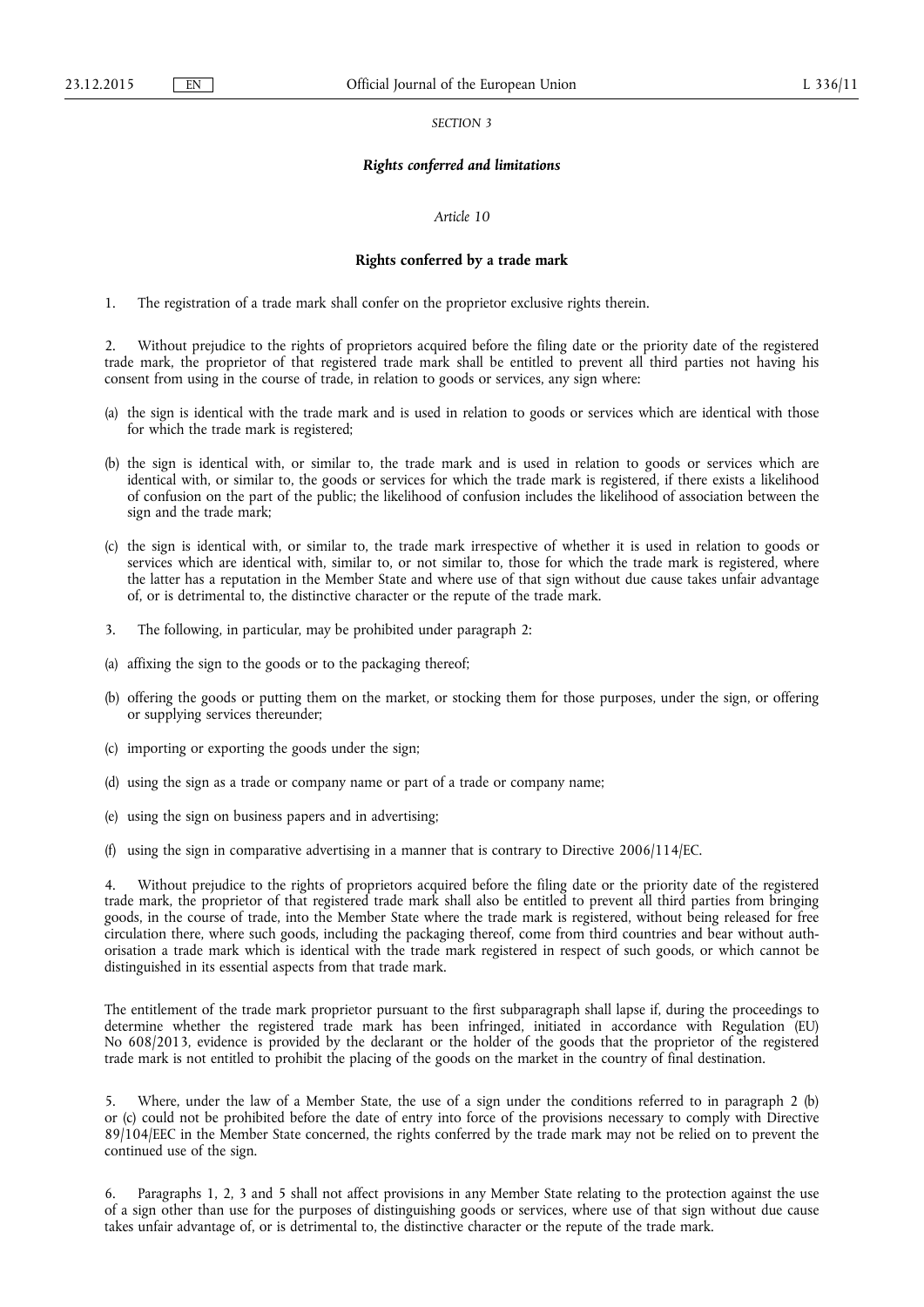*SECTION 3*

***Rights conferred and limitations***

*Article 10*

**Rights conferred by a trade mark**

1. The registration of a trade mark shall confer on the proprietor exclusive rights therein.

2. Without prejudice to the rights of proprietors acquired before the filing date or the priority date of the registered trade mark, the proprietor of that registered trade mark shall be entitled to prevent all third parties not having his consent from using in the course of trade, in relation to goods or services, any sign where:

(a) the sign is identical with the trade mark and is used in relation to goods or services which are identical with those for which the trade mark is registered;

(b) the sign is identical with, or similar to, the trade mark and is used in relation to goods or services which are identical with, or similar to, the goods or services for which the trade mark is registered, if there exists a likelihood of confusion on the part of the public; the likelihood of confusion includes the likelihood of association between the sign and the trade mark;

(c) the sign is identical with, or similar to, the trade mark irrespective of whether it is used in relation to goods or services which are identical with, similar to, or not similar to, those for which the trade mark is registered, where the latter has a reputation in the Member State and where use of that sign without due cause takes unfair advantage of, or is detrimental to, the distinctive character or the repute of the trade mark.

3. The following, in particular, may be prohibited under paragraph 2:

(a) affixing the sign to the goods or to the packaging thereof;

(b) offering the goods or putting them on the market, or stocking them for those purposes, under the sign, or offering or supplying services thereunder;

(c) importing or exporting the goods under the sign;

(d) using the sign as a trade or company name or part of a trade or company name;

(e) using the sign on business papers and in advertising;

(f) using the sign in comparative advertising in a manner that is contrary to Directive 2006/114/EC.

4. Without prejudice to the rights of proprietors acquired before the filing date or the priority date of the registered trade mark, the proprietor of that registered trade mark shall also be entitled to prevent all third parties from bringing goods, in the course of trade, into the Member State where the trade mark is registered, without being released for free circulation there, where such goods, including the packaging thereof, come from third countries and bear without authorisation a trade mark which is identical with the trade mark registered in respect of such goods, or which cannot be distinguished in its essential aspects from that trade mark.

The entitlement of the trade mark proprietor pursuant to the first subparagraph shall lapse if, during the proceedings to determine whether the registered trade mark has been infringed, initiated in accordance with Regulation (EU) No 608/2013, evidence is provided by the declarant or the holder of the goods that the proprietor of the registered trade mark is not entitled to prohibit the placing of the goods on the market in the country of final destination.

5. Where, under the law of a Member State, the use of a sign under the conditions referred to in paragraph 2 (b) or (c) could not be prohibited before the date of entry into force of the provisions necessary to comply with Directive 89/104/EEC in the Member State concerned, the rights conferred by the trade mark may not be relied on to prevent the continued use of the sign.

6. Paragraphs 1, 2, 3 and 5 shall not affect provisions in any Member State relating to the protection against the use of a sign other than use for the purposes of distinguishing goods or services, where use of that sign without due cause takes unfair advantage of, or is detrimental to, the distinctive character or the repute of the trade mark.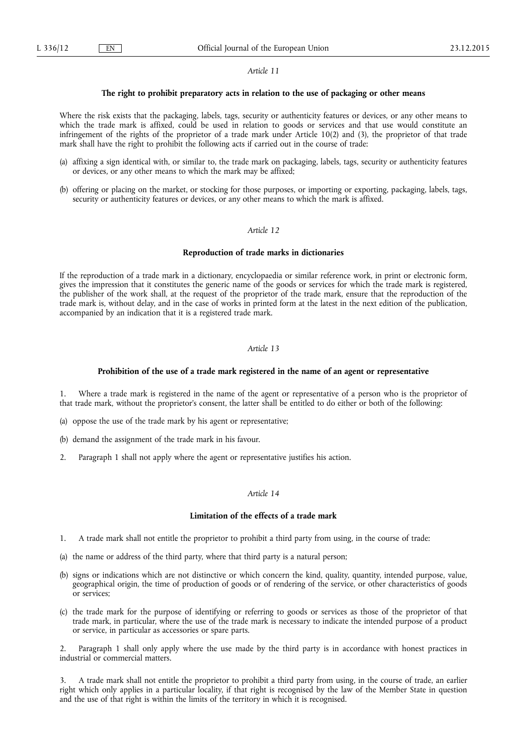*Article 11*

**The right to prohibit preparatory acts in relation to the use of packaging or other means**

Where the risk exists that the packaging, labels, tags, security or authenticity features or devices, or any other means to which the trade mark is affixed, could be used in relation to goods or services and that use would constitute an infringement of the rights of the proprietor of a trade mark under Article 10(2) and (3), the proprietor of that trade mark shall have the right to prohibit the following acts if carried out in the course of trade:

(a) affixing a sign identical with, or similar to, the trade mark on packaging, labels, tags, security or authenticity features or devices, or any other means to which the mark may be affixed;

(b) offering or placing on the market, or stocking for those purposes, or importing or exporting, packaging, labels, tags, security or authenticity features or devices, or any other means to which the mark is affixed.

*Article 12*

**Reproduction of trade marks in dictionaries**

If the reproduction of a trade mark in a dictionary, encyclopaedia or similar reference work, in print or electronic form, gives the impression that it constitutes the generic name of the goods or services for which the trade mark is registered, the publisher of the work shall, at the request of the proprietor of the trade mark, ensure that the reproduction of the trade mark is, without delay, and in the case of works in printed form at the latest in the next edition of the publication, accompanied by an indication that it is a registered trade mark.

*Article 13*

**Prohibition of the use of a trade mark registered in the name of an agent or representative**

1. Where a trade mark is registered in the name of the agent or representative of a person who is the proprietor of that trade mark, without the proprietor's consent, the latter shall be entitled to do either or both of the following:

(a) oppose the use of the trade mark by his agent or representative;

(b) demand the assignment of the trade mark in his favour.

2. Paragraph 1 shall not apply where the agent or representative justifies his action.

*Article 14*

**Limitation of the effects of a trade mark**

1. A trade mark shall not entitle the proprietor to prohibit a third party from using, in the course of trade:

(a) the name or address of the third party, where that third party is a natural person;

(b) signs or indications which are not distinctive or which concern the kind, quality, quantity, intended purpose, value, geographical origin, the time of production of goods or of rendering of the service, or other characteristics of goods or services;

(c) the trade mark for the purpose of identifying or referring to goods or services as those of the proprietor of that trade mark, in particular, where the use of the trade mark is necessary to indicate the intended purpose of a product or service, in particular as accessories or spare parts.

2. Paragraph 1 shall only apply where the use made by the third party is in accordance with honest practices in industrial or commercial matters.

3. A trade mark shall not entitle the proprietor to prohibit a third party from using, in the course of trade, an earlier right which only applies in a particular locality, if that right is recognised by the law of the Member State in question and the use of that right is within the limits of the territory in which it is recognised.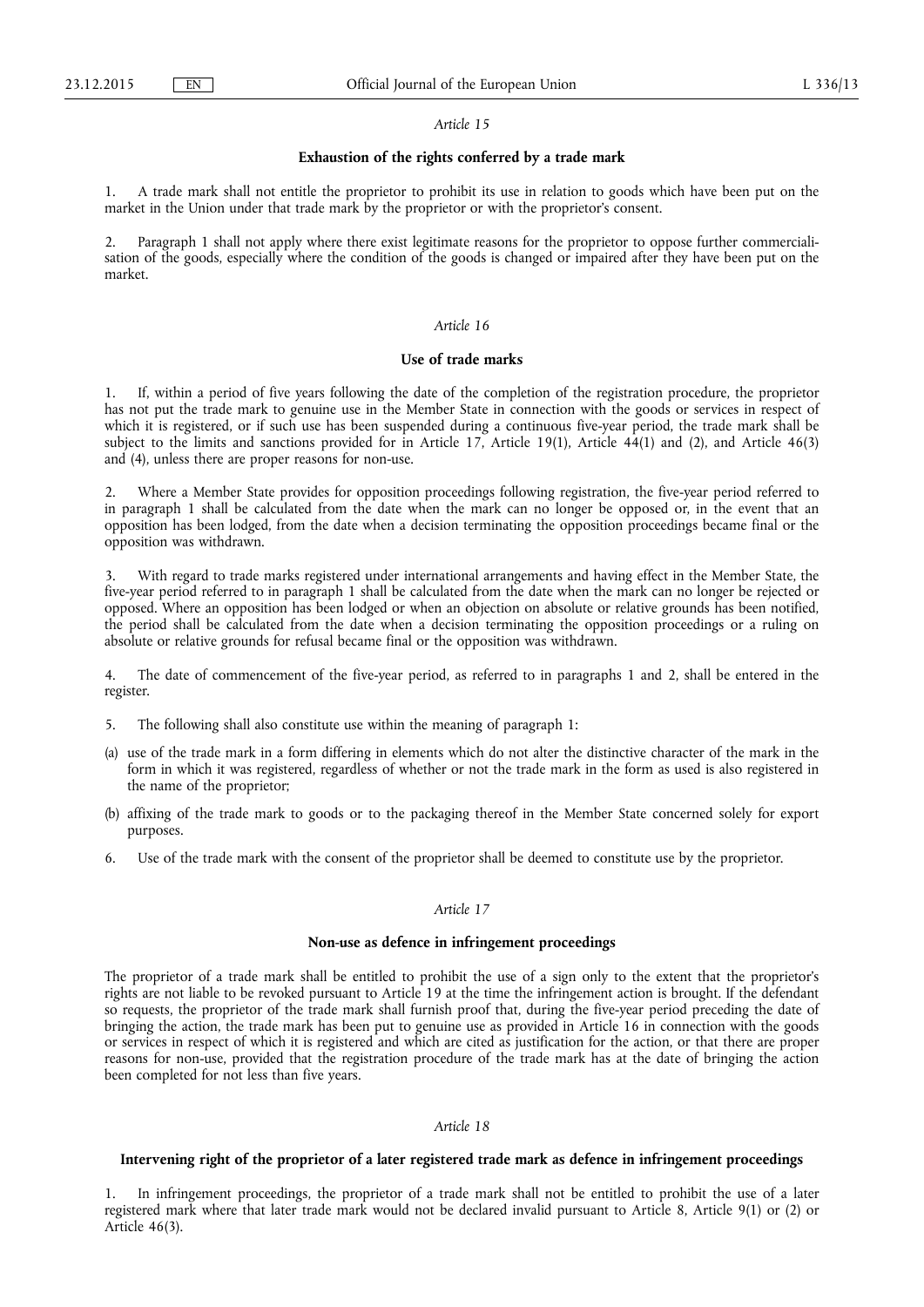*Article 15*

**Exhaustion of the rights conferred by a trade mark**

1. A trade mark shall not entitle the proprietor to prohibit its use in relation to goods which have been put on the market in the Union under that trade mark by the proprietor or with the proprietor's consent.

2. Paragraph 1 shall not apply where there exist legitimate reasons for the proprietor to oppose further commercialisation of the goods, especially where the condition of the goods is changed or impaired after they have been put on the market.

*Article 16*

**Use of trade marks**

1. If, within a period of five years following the date of the completion of the registration procedure, the proprietor has not put the trade mark to genuine use in the Member State in connection with the goods or services in respect of which it is registered, or if such use has been suspended during a continuous five-year period, the trade mark shall be subject to the limits and sanctions provided for in Article 17, Article 19(1), Article 44(1) and (2), and Article 46(3) and (4), unless there are proper reasons for non-use.

2. Where a Member State provides for opposition proceedings following registration, the five-year period referred to in paragraph 1 shall be calculated from the date when the mark can no longer be opposed or, in the event that an opposition has been lodged, from the date when a decision terminating the opposition proceedings became final or the opposition was withdrawn.

3. With regard to trade marks registered under international arrangements and having effect in the Member State, the five-year period referred to in paragraph 1 shall be calculated from the date when the mark can no longer be rejected or opposed. Where an opposition has been lodged or when an objection on absolute or relative grounds has been notified, the period shall be calculated from the date when a decision terminating the opposition proceedings or a ruling on absolute or relative grounds for refusal became final or the opposition was withdrawn.

4. The date of commencement of the five-year period, as referred to in paragraphs 1 and 2, shall be entered in the register.

5. The following shall also constitute use within the meaning of paragraph 1:

(a) use of the trade mark in a form differing in elements which do not alter the distinctive character of the mark in the form in which it was registered, regardless of whether or not the trade mark in the form as used is also registered in the name of the proprietor;

(b) affixing of the trade mark to goods or to the packaging thereof in the Member State concerned solely for export purposes.

6. Use of the trade mark with the consent of the proprietor shall be deemed to constitute use by the proprietor.

*Article 17*

**Non-use as defence in infringement proceedings**

The proprietor of a trade mark shall be entitled to prohibit the use of a sign only to the extent that the proprietor's rights are not liable to be revoked pursuant to Article 19 at the time the infringement action is brought. If the defendant so requests, the proprietor of the trade mark shall furnish proof that, during the five-year period preceding the date of bringing the action, the trade mark has been put to genuine use as provided in Article 16 in connection with the goods or services in respect of which it is registered and which are cited as justification for the action, or that there are proper reasons for non-use, provided that the registration procedure of the trade mark has at the date of bringing the action been completed for not less than five years.

*Article 18*

**Intervening right of the proprietor of a later registered trade mark as defence in infringement proceedings**

1. In infringement proceedings, the proprietor of a trade mark shall not be entitled to prohibit the use of a later registered mark where that later trade mark would not be declared invalid pursuant to Article 8, Article 9(1) or (2) or Article 46(3).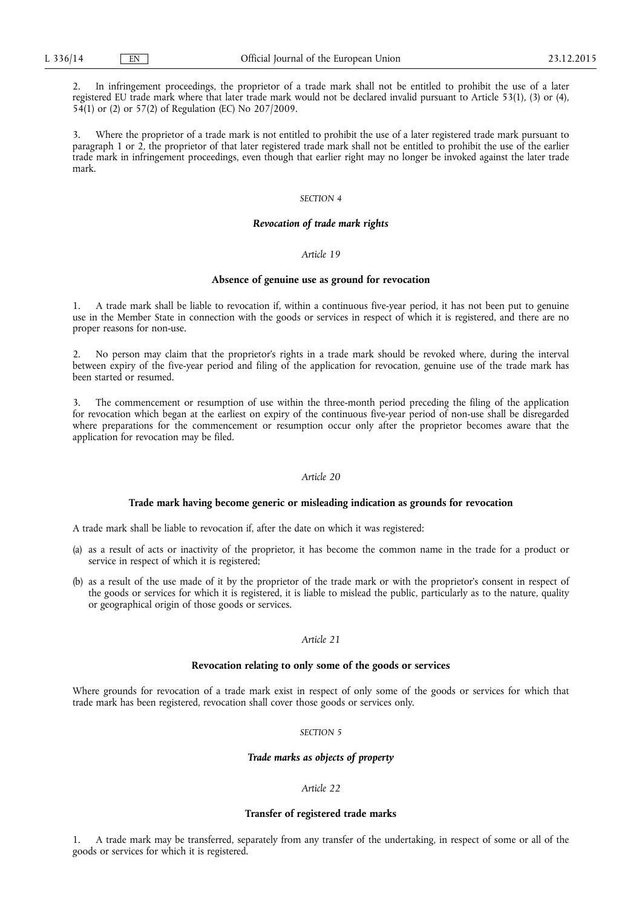2. In infringement proceedings, the proprietor of a trade mark shall not be entitled to prohibit the use of a later registered EU trade mark where that later trade mark would not be declared invalid pursuant to Article 53(1), (3) or (4), 54(1) or (2) or 57(2) of Regulation (EC) No 207/2009.

3. Where the proprietor of a trade mark is not entitled to prohibit the use of a later registered trade mark pursuant to paragraph 1 or 2, the proprietor of that later registered trade mark shall not be entitled to prohibit the use of the earlier trade mark in infringement proceedings, even though that earlier right may no longer be invoked against the later trade mark.

## *SECTION 4*

## ***Revocation of trade mark rights***

### *Article 19*

### **Absence of genuine use as ground for revocation**

1. A trade mark shall be liable to revocation if, within a continuous five-year period, it has not been put to genuine use in the Member State in connection with the goods or services in respect of which it is registered, and there are no proper reasons for non-use.

2. No person may claim that the proprietor's rights in a trade mark should be revoked where, during the interval between expiry of the five-year period and filing of the application for revocation, genuine use of the trade mark has been started or resumed.

3. The commencement or resumption of use within the three-month period preceding the filing of the application for revocation which began at the earliest on expiry of the continuous five-year period of non-use shall be disregarded where preparations for the commencement or resumption occur only after the proprietor becomes aware that the application for revocation may be filed.

### *Article 20*

### **Trade mark having become generic or misleading indication as grounds for revocation**

A trade mark shall be liable to revocation if, after the date on which it was registered:

(a) as a result of acts or inactivity of the proprietor, it has become the common name in the trade for a product or service in respect of which it is registered;

(b) as a result of the use made of it by the proprietor of the trade mark or with the proprietor's consent in respect of the goods or services for which it is registered, it is liable to mislead the public, particularly as to the nature, quality or geographical origin of those goods or services.

### *Article 21*

### **Revocation relating to only some of the goods or services**

Where grounds for revocation of a trade mark exist in respect of only some of the goods or services for which that trade mark has been registered, revocation shall cover those goods or services only.

## *SECTION 5*

## ***Trade marks as objects of property***

### *Article 22*

### **Transfer of registered trade marks**

1. A trade mark may be transferred, separately from any transfer of the undertaking, in respect of some or all of the goods or services for which it is registered.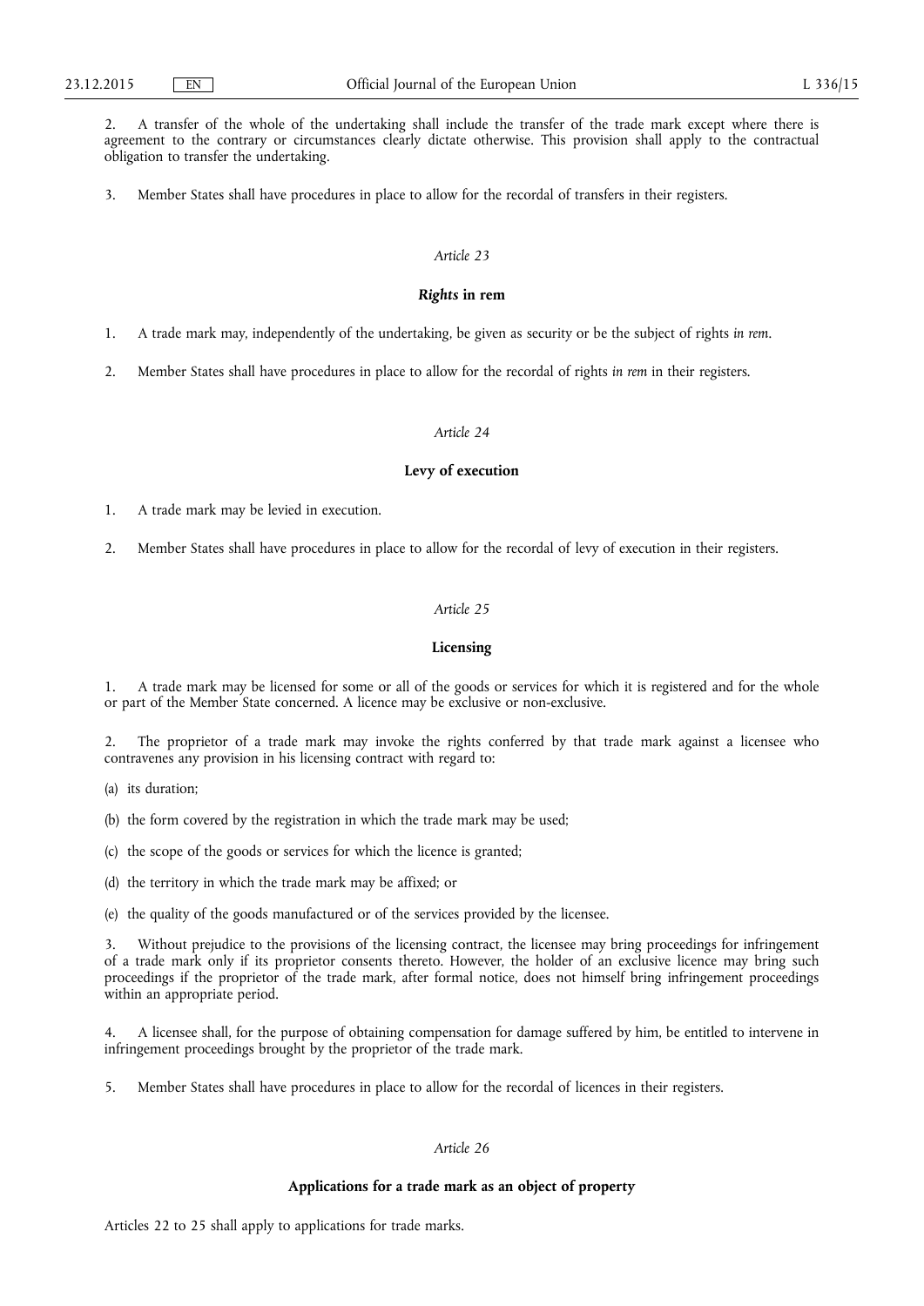2. A transfer of the whole of the undertaking shall include the transfer of the trade mark except where there is agreement to the contrary or circumstances clearly dictate otherwise. This provision shall apply to the contractual obligation to transfer the undertaking.

3. Member States shall have procedures in place to allow for the recordal of transfers in their registers.

*Article 23*

**_Rights_ in rem**

1. A trade mark may, independently of the undertaking, be given as security or be the subject of rights *in rem*.

2. Member States shall have procedures in place to allow for the recordal of rights *in rem* in their registers.

*Article 24*

**Levy of execution**

1. A trade mark may be levied in execution.

2. Member States shall have procedures in place to allow for the recordal of levy of execution in their registers.

*Article 25*

**Licensing**

1. A trade mark may be licensed for some or all of the goods or services for which it is registered and for the whole or part of the Member State concerned. A licence may be exclusive or non-exclusive.

2. The proprietor of a trade mark may invoke the rights conferred by that trade mark against a licensee who contravenes any provision in his licensing contract with regard to:

(a) its duration;

(b) the form covered by the registration in which the trade mark may be used;

(c) the scope of the goods or services for which the licence is granted;

(d) the territory in which the trade mark may be affixed; or

(e) the quality of the goods manufactured or of the services provided by the licensee.

3. Without prejudice to the provisions of the licensing contract, the licensee may bring proceedings for infringement of a trade mark only if its proprietor consents thereto. However, the holder of an exclusive licence may bring such proceedings if the proprietor of the trade mark, after formal notice, does not himself bring infringement proceedings within an appropriate period.

4. A licensee shall, for the purpose of obtaining compensation for damage suffered by him, be entitled to intervene in infringement proceedings brought by the proprietor of the trade mark.

5. Member States shall have procedures in place to allow for the recordal of licences in their registers.

*Article 26*

**Applications for a trade mark as an object of property**

Articles 22 to 25 shall apply to applications for trade marks.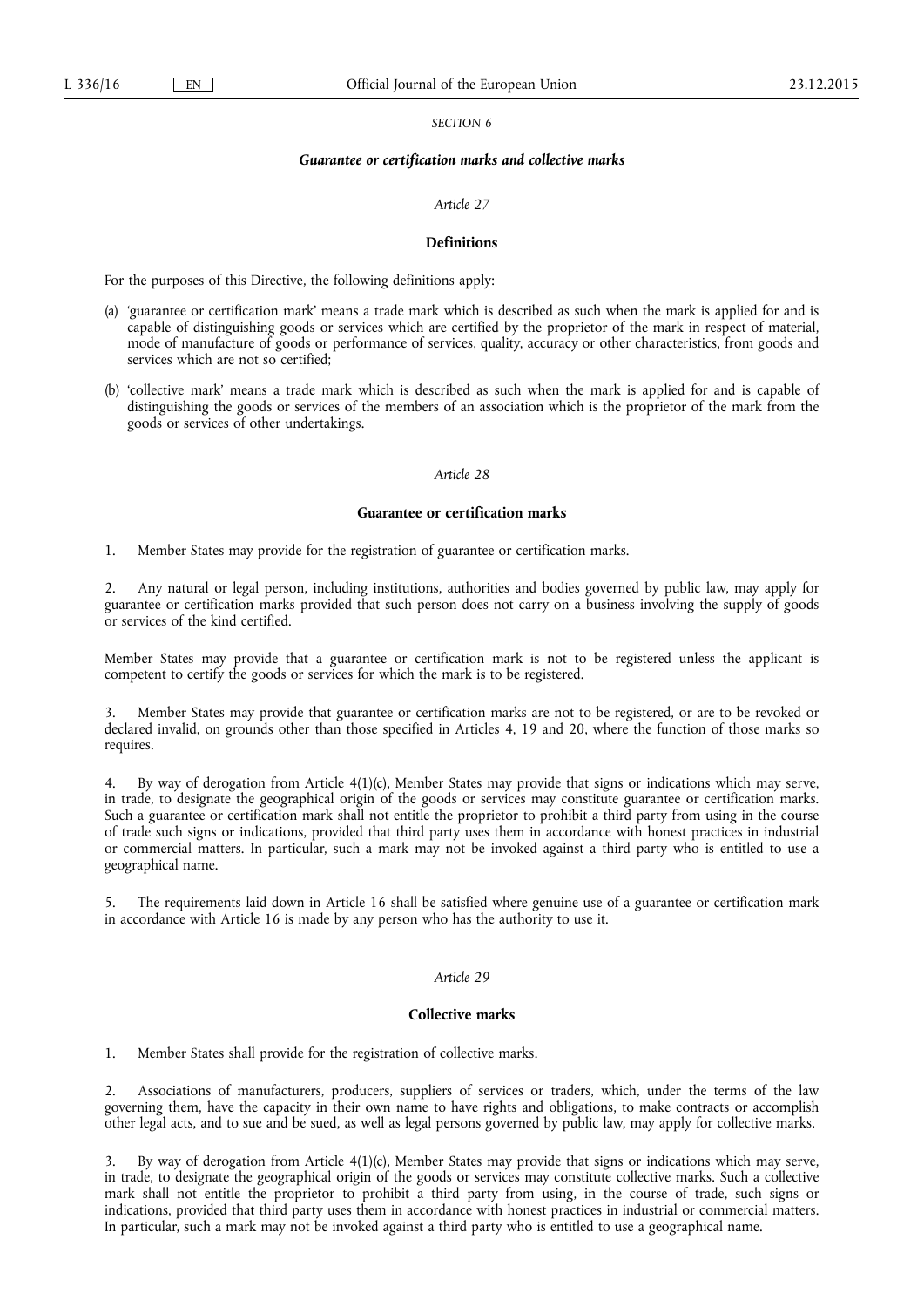*SECTION 6*

***Guarantee or certification marks and collective marks***

*Article 27*

**Definitions**

For the purposes of this Directive, the following definitions apply:

(a) 'guarantee or certification mark' means a trade mark which is described as such when the mark is applied for and is capable of distinguishing goods or services which are certified by the proprietor of the mark in respect of material, mode of manufacture of goods or performance of services, quality, accuracy or other characteristics, from goods and services which are not so certified;

(b) 'collective mark' means a trade mark which is described as such when the mark is applied for and is capable of distinguishing the goods or services of the members of an association which is the proprietor of the mark from the goods or services of other undertakings.

*Article 28*

**Guarantee or certification marks**

1. Member States may provide for the registration of guarantee or certification marks.

2. Any natural or legal person, including institutions, authorities and bodies governed by public law, may apply for guarantee or certification marks provided that such person does not carry on a business involving the supply of goods or services of the kind certified.

Member States may provide that a guarantee or certification mark is not to be registered unless the applicant is competent to certify the goods or services for which the mark is to be registered.

3. Member States may provide that guarantee or certification marks are not to be registered, or are to be revoked or declared invalid, on grounds other than those specified in Articles 4, 19 and 20, where the function of those marks so requires.

4. By way of derogation from Article 4(1)(c), Member States may provide that signs or indications which may serve, in trade, to designate the geographical origin of the goods or services may constitute guarantee or certification marks. Such a guarantee or certification mark shall not entitle the proprietor to prohibit a third party from using in the course of trade such signs or indications, provided that third party uses them in accordance with honest practices in industrial or commercial matters. In particular, such a mark may not be invoked against a third party who is entitled to use a geographical name.

5. The requirements laid down in Article 16 shall be satisfied where genuine use of a guarantee or certification mark in accordance with Article 16 is made by any person who has the authority to use it.

*Article 29*

**Collective marks**

1. Member States shall provide for the registration of collective marks.

2. Associations of manufacturers, producers, suppliers of services or traders, which, under the terms of the law governing them, have the capacity in their own name to have rights and obligations, to make contracts or accomplish other legal acts, and to sue and be sued, as well as legal persons governed by public law, may apply for collective marks.

3. By way of derogation from Article 4(1)(c), Member States may provide that signs or indications which may serve, in trade, to designate the geographical origin of the goods or services may constitute collective marks. Such a collective mark shall not entitle the proprietor to prohibit a third party from using, in the course of trade, such signs or indications, provided that third party uses them in accordance with honest practices in industrial or commercial matters. In particular, such a mark may not be invoked against a third party who is entitled to use a geographical name.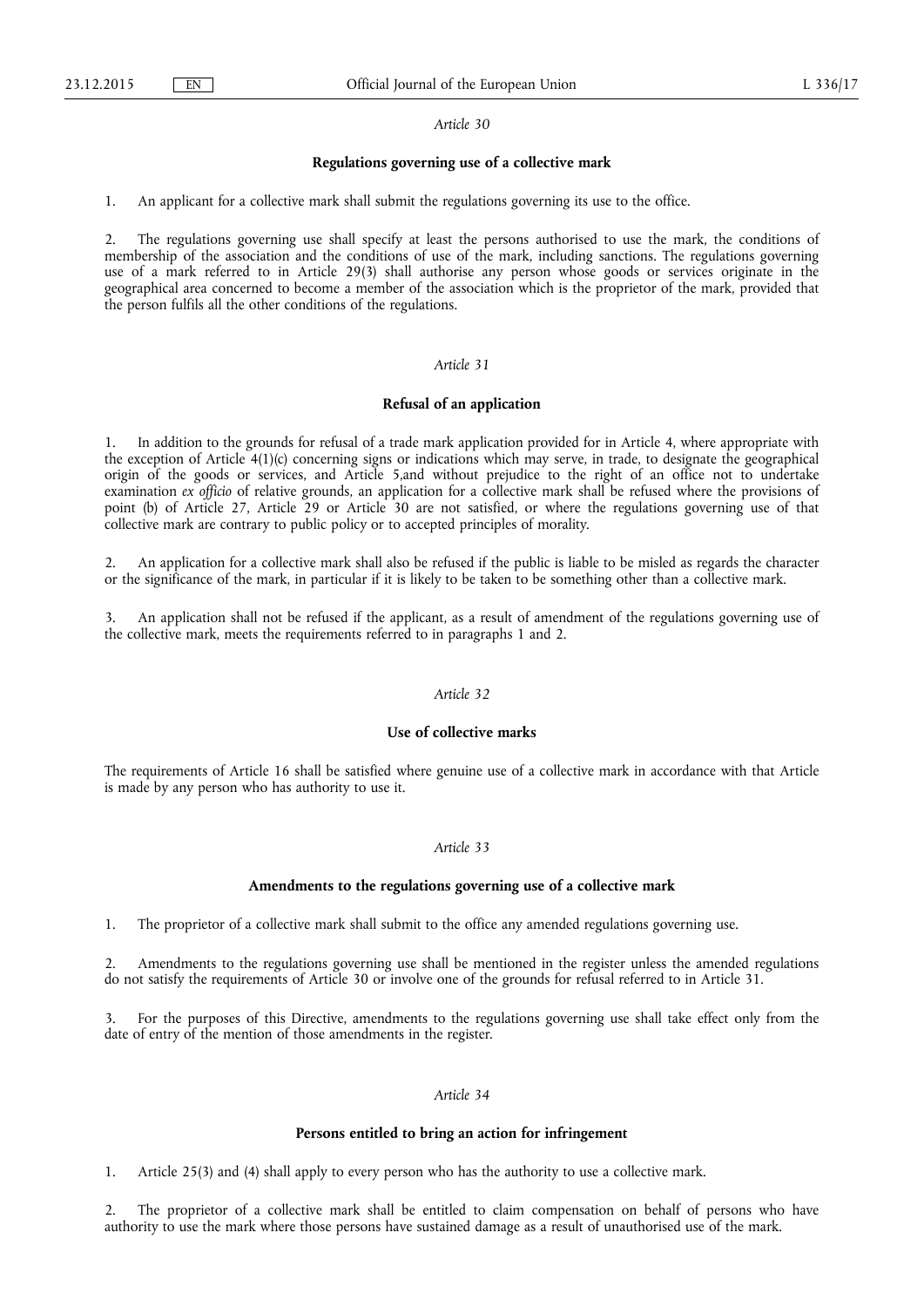*Article 30*

**Regulations governing use of a collective mark**

1. An applicant for a collective mark shall submit the regulations governing its use to the office.

2. The regulations governing use shall specify at least the persons authorised to use the mark, the conditions of membership of the association and the conditions of use of the mark, including sanctions. The regulations governing use of a mark referred to in Article 29(3) shall authorise any person whose goods or services originate in the geographical area concerned to become a member of the association which is the proprietor of the mark, provided that the person fulfils all the other conditions of the regulations.

*Article 31*

**Refusal of an application**

1. In addition to the grounds for refusal of a trade mark application provided for in Article 4, where appropriate with the exception of Article 4(1)(c) concerning signs or indications which may serve, in trade, to designate the geographical origin of the goods or services, and Article 5,and without prejudice to the right of an office not to undertake examination *ex officio* of relative grounds, an application for a collective mark shall be refused where the provisions of point (b) of Article 27, Article 29 or Article 30 are not satisfied, or where the regulations governing use of that collective mark are contrary to public policy or to accepted principles of morality.

2. An application for a collective mark shall also be refused if the public is liable to be misled as regards the character or the significance of the mark, in particular if it is likely to be taken to be something other than a collective mark.

3. An application shall not be refused if the applicant, as a result of amendment of the regulations governing use of the collective mark, meets the requirements referred to in paragraphs 1 and 2.

*Article 32*

**Use of collective marks**

The requirements of Article 16 shall be satisfied where genuine use of a collective mark in accordance with that Article is made by any person who has authority to use it.

*Article 33*

**Amendments to the regulations governing use of a collective mark**

1. The proprietor of a collective mark shall submit to the office any amended regulations governing use.

2. Amendments to the regulations governing use shall be mentioned in the register unless the amended regulations do not satisfy the requirements of Article 30 or involve one of the grounds for refusal referred to in Article 31.

3. For the purposes of this Directive, amendments to the regulations governing use shall take effect only from the date of entry of the mention of those amendments in the register.

*Article 34*

**Persons entitled to bring an action for infringement**

1. Article 25(3) and (4) shall apply to every person who has the authority to use a collective mark.

2. The proprietor of a collective mark shall be entitled to claim compensation on behalf of persons who have authority to use the mark where those persons have sustained damage as a result of unauthorised use of the mark.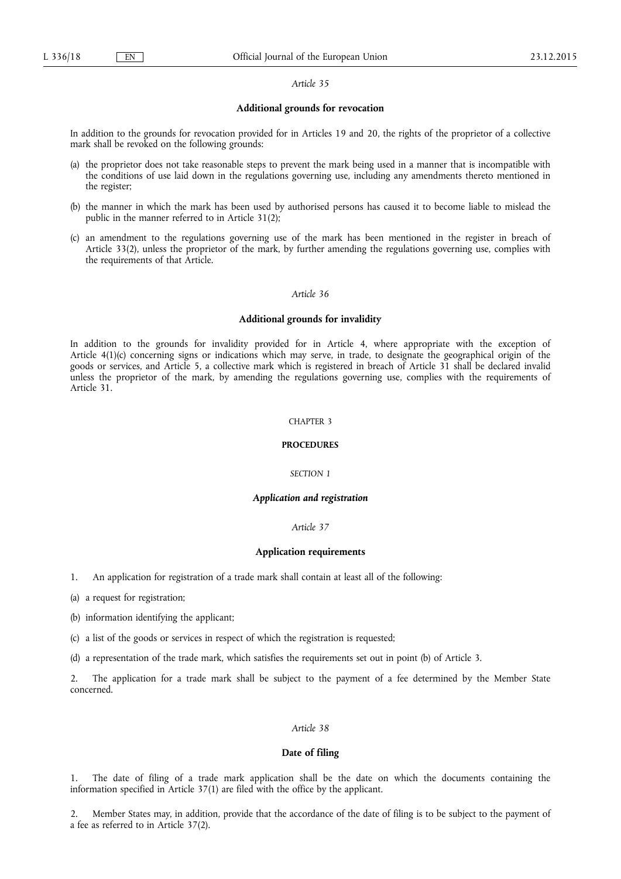*Article 35*

**Additional grounds for revocation**

In addition to the grounds for revocation provided for in Articles 19 and 20, the rights of the proprietor of a collective mark shall be revoked on the following grounds:

(a) the proprietor does not take reasonable steps to prevent the mark being used in a manner that is incompatible with the conditions of use laid down in the regulations governing use, including any amendments thereto mentioned in the register;

(b) the manner in which the mark has been used by authorised persons has caused it to become liable to mislead the public in the manner referred to in Article 31(2);

(c) an amendment to the regulations governing use of the mark has been mentioned in the register in breach of Article 33(2), unless the proprietor of the mark, by further amending the regulations governing use, complies with the requirements of that Article.

*Article 36*

**Additional grounds for invalidity**

In addition to the grounds for invalidity provided for in Article 4, where appropriate with the exception of Article 4(1)(c) concerning signs or indications which may serve, in trade, to designate the geographical origin of the goods or services, and Article 5, a collective mark which is registered in breach of Article 31 shall be declared invalid unless the proprietor of the mark, by amending the regulations governing use, complies with the requirements of Article 31.

CHAPTER 3

**PROCEDURES**

*SECTION 1*

***Application and registration***

*Article 37*

**Application requirements**

1. An application for registration of a trade mark shall contain at least all of the following:

(a) a request for registration;

(b) information identifying the applicant;

(c) a list of the goods or services in respect of which the registration is requested;

(d) a representation of the trade mark, which satisfies the requirements set out in point (b) of Article 3.

2. The application for a trade mark shall be subject to the payment of a fee determined by the Member State concerned.

*Article 38*

**Date of filing**

1. The date of filing of a trade mark application shall be the date on which the documents containing the information specified in Article 37(1) are filed with the office by the applicant.

2. Member States may, in addition, provide that the accordance of the date of filing is to be subject to the payment of a fee as referred to in Article 37(2).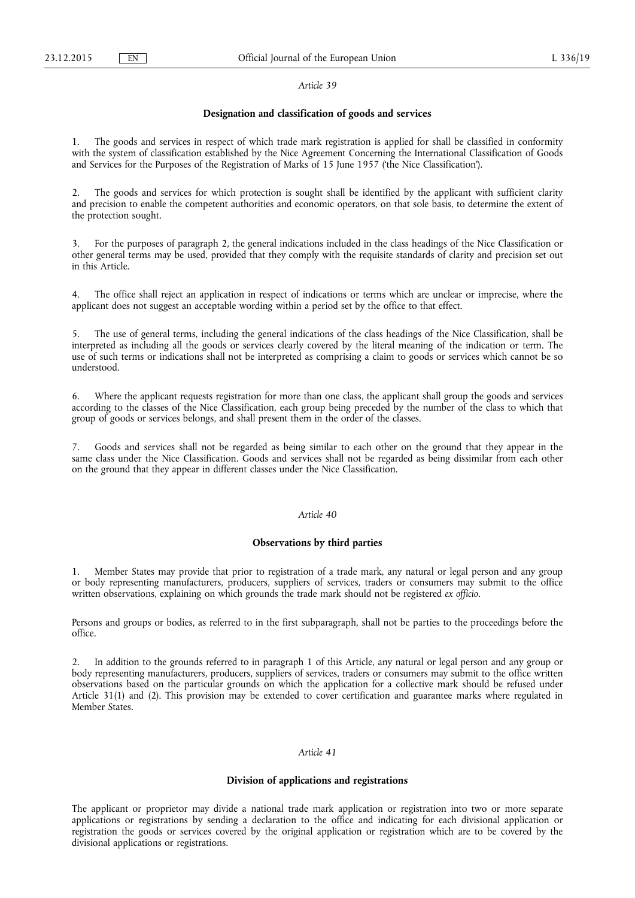*Article 39*

**Designation and classification of goods and services**

1. The goods and services in respect of which trade mark registration is applied for shall be classified in conformity with the system of classification established by the Nice Agreement Concerning the International Classification of Goods and Services for the Purposes of the Registration of Marks of 15 June 1957 ('the Nice Classification').

2. The goods and services for which protection is sought shall be identified by the applicant with sufficient clarity and precision to enable the competent authorities and economic operators, on that sole basis, to determine the extent of the protection sought.

3. For the purposes of paragraph 2, the general indications included in the class headings of the Nice Classification or other general terms may be used, provided that they comply with the requisite standards of clarity and precision set out in this Article.

4. The office shall reject an application in respect of indications or terms which are unclear or imprecise, where the applicant does not suggest an acceptable wording within a period set by the office to that effect.

5. The use of general terms, including the general indications of the class headings of the Nice Classification, shall be interpreted as including all the goods or services clearly covered by the literal meaning of the indication or term. The use of such terms or indications shall not be interpreted as comprising a claim to goods or services which cannot be so understood.

6. Where the applicant requests registration for more than one class, the applicant shall group the goods and services according to the classes of the Nice Classification, each group being preceded by the number of the class to which that group of goods or services belongs, and shall present them in the order of the classes.

7. Goods and services shall not be regarded as being similar to each other on the ground that they appear in the same class under the Nice Classification. Goods and services shall not be regarded as being dissimilar from each other on the ground that they appear in different classes under the Nice Classification.

*Article 40*

**Observations by third parties**

1. Member States may provide that prior to registration of a trade mark, any natural or legal person and any group or body representing manufacturers, producers, suppliers of services, traders or consumers may submit to the office written observations, explaining on which grounds the trade mark should not be registered *ex officio*.

Persons and groups or bodies, as referred to in the first subparagraph, shall not be parties to the proceedings before the office.

2. In addition to the grounds referred to in paragraph 1 of this Article, any natural or legal person and any group or body representing manufacturers, producers, suppliers of services, traders or consumers may submit to the office written observations based on the particular grounds on which the application for a collective mark should be refused under Article 31(1) and (2). This provision may be extended to cover certification and guarantee marks where regulated in Member States.

*Article 41*

**Division of applications and registrations**

The applicant or proprietor may divide a national trade mark application or registration into two or more separate applications or registrations by sending a declaration to the office and indicating for each divisional application or registration the goods or services covered by the original application or registration which are to be covered by the divisional applications or registrations.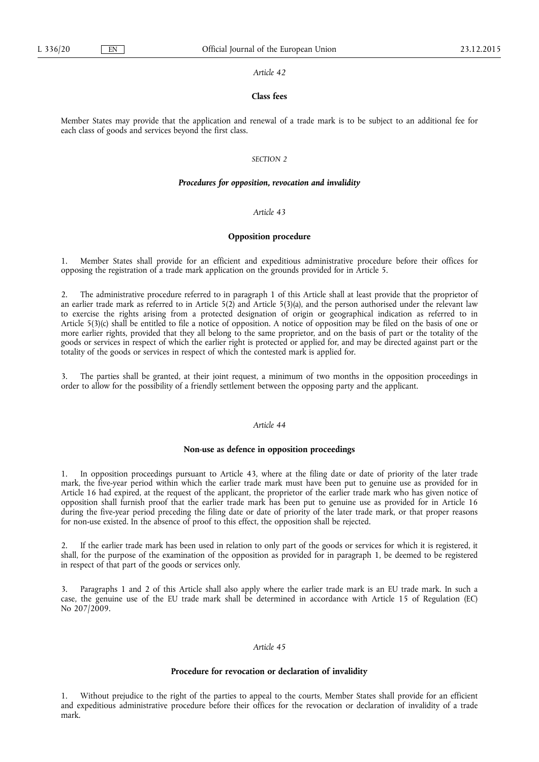*Article 42*

**Class fees**

Member States may provide that the application and renewal of a trade mark is to be subject to an additional fee for each class of goods and services beyond the first class.

*SECTION 2*

***Procedures for opposition, revocation and invalidity***

*Article 43*

**Opposition procedure**

1. Member States shall provide for an efficient and expeditious administrative procedure before their offices for opposing the registration of a trade mark application on the grounds provided for in Article 5.

2. The administrative procedure referred to in paragraph 1 of this Article shall at least provide that the proprietor of an earlier trade mark as referred to in Article 5(2) and Article 5(3)(a), and the person authorised under the relevant law to exercise the rights arising from a protected designation of origin or geographical indication as referred to in Article 5(3)(c) shall be entitled to file a notice of opposition. A notice of opposition may be filed on the basis of one or more earlier rights, provided that they all belong to the same proprietor, and on the basis of part or the totality of the goods or services in respect of which the earlier right is protected or applied for, and may be directed against part or the totality of the goods or services in respect of which the contested mark is applied for.

3. The parties shall be granted, at their joint request, a minimum of two months in the opposition proceedings in order to allow for the possibility of a friendly settlement between the opposing party and the applicant.

*Article 44*

**Non-use as defence in opposition proceedings**

1. In opposition proceedings pursuant to Article 43, where at the filing date or date of priority of the later trade mark, the five-year period within which the earlier trade mark must have been put to genuine use as provided for in Article 16 had expired, at the request of the applicant, the proprietor of the earlier trade mark who has given notice of opposition shall furnish proof that the earlier trade mark has been put to genuine use as provided for in Article 16 during the five-year period preceding the filing date or date of priority of the later trade mark, or that proper reasons for non-use existed. In the absence of proof to this effect, the opposition shall be rejected.

2. If the earlier trade mark has been used in relation to only part of the goods or services for which it is registered, it shall, for the purpose of the examination of the opposition as provided for in paragraph 1, be deemed to be registered in respect of that part of the goods or services only.

3. Paragraphs 1 and 2 of this Article shall also apply where the earlier trade mark is an EU trade mark. In such a case, the genuine use of the EU trade mark shall be determined in accordance with Article 15 of Regulation (EC) No 207/2009.

*Article 45*

**Procedure for revocation or declaration of invalidity**

1. Without prejudice to the right of the parties to appeal to the courts, Member States shall provide for an efficient and expeditious administrative procedure before their offices for the revocation or declaration of invalidity of a trade mark.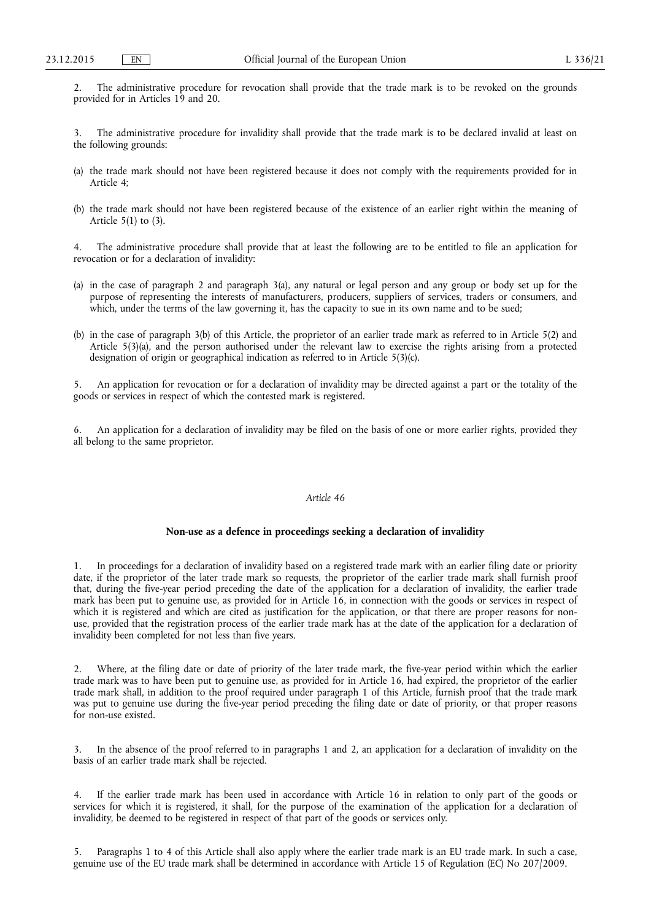2. The administrative procedure for revocation shall provide that the trade mark is to be revoked on the grounds provided for in Articles 19 and 20.

3. The administrative procedure for invalidity shall provide that the trade mark is to be declared invalid at least on the following grounds:

(a) the trade mark should not have been registered because it does not comply with the requirements provided for in Article 4;

(b) the trade mark should not have been registered because of the existence of an earlier right within the meaning of Article 5(1) to (3).

4. The administrative procedure shall provide that at least the following are to be entitled to file an application for revocation or for a declaration of invalidity:

(a) in the case of paragraph 2 and paragraph 3(a), any natural or legal person and any group or body set up for the purpose of representing the interests of manufacturers, producers, suppliers of services, traders or consumers, and which, under the terms of the law governing it, has the capacity to sue in its own name and to be sued;

(b) in the case of paragraph 3(b) of this Article, the proprietor of an earlier trade mark as referred to in Article 5(2) and Article 5(3)(a), and the person authorised under the relevant law to exercise the rights arising from a protected designation of origin or geographical indication as referred to in Article 5(3)(c).

5. An application for revocation or for a declaration of invalidity may be directed against a part or the totality of the goods or services in respect of which the contested mark is registered.

6. An application for a declaration of invalidity may be filed on the basis of one or more earlier rights, provided they all belong to the same proprietor.

*Article 46*

**Non-use as a defence in proceedings seeking a declaration of invalidity**

1. In proceedings for a declaration of invalidity based on a registered trade mark with an earlier filing date or priority date, if the proprietor of the later trade mark so requests, the proprietor of the earlier trade mark shall furnish proof that, during the five-year period preceding the date of the application for a declaration of invalidity, the earlier trade mark has been put to genuine use, as provided for in Article 16, in connection with the goods or services in respect of which it is registered and which are cited as justification for the application, or that there are proper reasons for non-use, provided that the registration process of the earlier trade mark has at the date of the application for a declaration of invalidity been completed for not less than five years.

2. Where, at the filing date or date of priority of the later trade mark, the five-year period within which the earlier trade mark was to have been put to genuine use, as provided for in Article 16, had expired, the proprietor of the earlier trade mark shall, in addition to the proof required under paragraph 1 of this Article, furnish proof that the trade mark was put to genuine use during the five-year period preceding the filing date or date of priority, or that proper reasons for non-use existed.

3. In the absence of the proof referred to in paragraphs 1 and 2, an application for a declaration of invalidity on the basis of an earlier trade mark shall be rejected.

4. If the earlier trade mark has been used in accordance with Article 16 in relation to only part of the goods or services for which it is registered, it shall, for the purpose of the examination of the application for a declaration of invalidity, be deemed to be registered in respect of that part of the goods or services only.

5. Paragraphs 1 to 4 of this Article shall also apply where the earlier trade mark is an EU trade mark. In such a case, genuine use of the EU trade mark shall be determined in accordance with Article 15 of Regulation (EC) No 207/2009.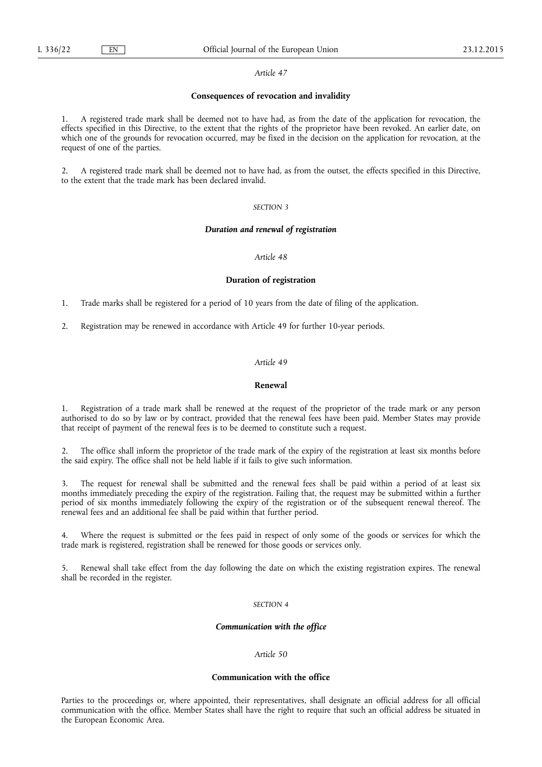*Article 47*

**Consequences of revocation and invalidity**

1. A registered trade mark shall be deemed not to have had, as from the date of the application for revocation, the effects specified in this Directive, to the extent that the rights of the proprietor have been revoked. An earlier date, on which one of the grounds for revocation occurred, may be fixed in the decision on the application for revocation, at the request of one of the parties.

2. A registered trade mark shall be deemed not to have had, as from the outset, the effects specified in this Directive, to the extent that the trade mark has been declared invalid.

*SECTION 3*

***Duration and renewal of registration***

*Article 48*

**Duration of registration**

1. Trade marks shall be registered for a period of 10 years from the date of filing of the application.

2. Registration may be renewed in accordance with Article 49 for further 10-year periods.

*Article 49*

**Renewal**

1. Registration of a trade mark shall be renewed at the request of the proprietor of the trade mark or any person authorised to do so by law or by contract, provided that the renewal fees have been paid. Member States may provide that receipt of payment of the renewal fees is to be deemed to constitute such a request.

2. The office shall inform the proprietor of the trade mark of the expiry of the registration at least six months before the said expiry. The office shall not be held liable if it fails to give such information.

3. The request for renewal shall be submitted and the renewal fees shall be paid within a period of at least six months immediately preceding the expiry of the registration. Failing that, the request may be submitted within a further period of six months immediately following the expiry of the registration or of the subsequent renewal thereof. The renewal fees and an additional fee shall be paid within that further period.

4. Where the request is submitted or the fees paid in respect of only some of the goods or services for which the trade mark is registered, registration shall be renewed for those goods or services only.

5. Renewal shall take effect from the day following the date on which the existing registration expires. The renewal shall be recorded in the register.

*SECTION 4*

***Communication with the office***

*Article 50*

**Communication with the office**

Parties to the proceedings or, where appointed, their representatives, shall designate an official address for all official communication with the office. Member States shall have the right to require that such an official address be situated in the European Economic Area.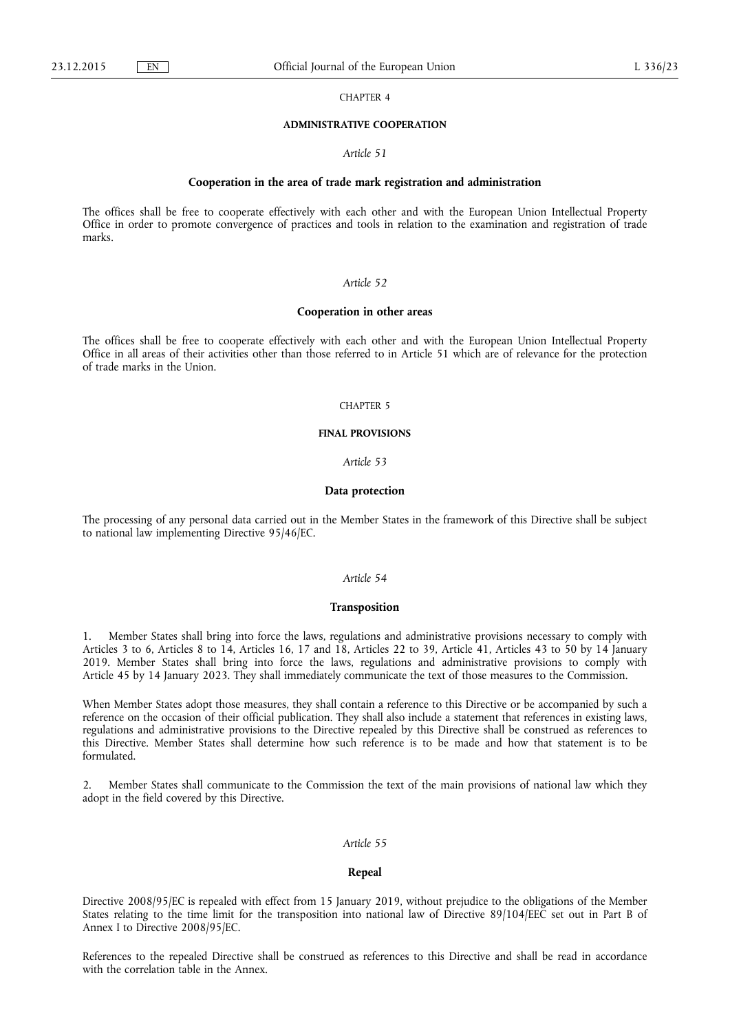## CHAPTER 4

## ADMINISTRATIVE COOPERATION

### *Article 51*

### Cooperation in the area of trade mark registration and administration

The offices shall be free to cooperate effectively with each other and with the European Union Intellectual Property Office in order to promote convergence of practices and tools in relation to the examination and registration of trade marks.

### *Article 52*

### Cooperation in other areas

The offices shall be free to cooperate effectively with each other and with the European Union Intellectual Property Office in all areas of their activities other than those referred to in Article 51 which are of relevance for the protection of trade marks in the Union.

## CHAPTER 5

## FINAL PROVISIONS

### *Article 53*

### Data protection

The processing of any personal data carried out in the Member States in the framework of this Directive shall be subject to national law implementing Directive 95/46/EC.

### *Article 54*

### Transposition

1. Member States shall bring into force the laws, regulations and administrative provisions necessary to comply with Articles 3 to 6, Articles 8 to 14, Articles 16, 17 and 18, Articles 22 to 39, Article 41, Articles 43 to 50 by 14 January 2019. Member States shall bring into force the laws, regulations and administrative provisions to comply with Article 45 by 14 January 2023. They shall immediately communicate the text of those measures to the Commission.

When Member States adopt those measures, they shall contain a reference to this Directive or be accompanied by such a reference on the occasion of their official publication. They shall also include a statement that references in existing laws, regulations and administrative provisions to the Directive repealed by this Directive shall be construed as references to this Directive. Member States shall determine how such reference is to be made and how that statement is to be formulated.

2. Member States shall communicate to the Commission the text of the main provisions of national law which they adopt in the field covered by this Directive.

### *Article 55*

### Repeal

Directive 2008/95/EC is repealed with effect from 15 January 2019, without prejudice to the obligations of the Member States relating to the time limit for the transposition into national law of Directive 89/104/EEC set out in Part B of Annex I to Directive 2008/95/EC.

References to the repealed Directive shall be construed as references to this Directive and shall be read in accordance with the correlation table in the Annex.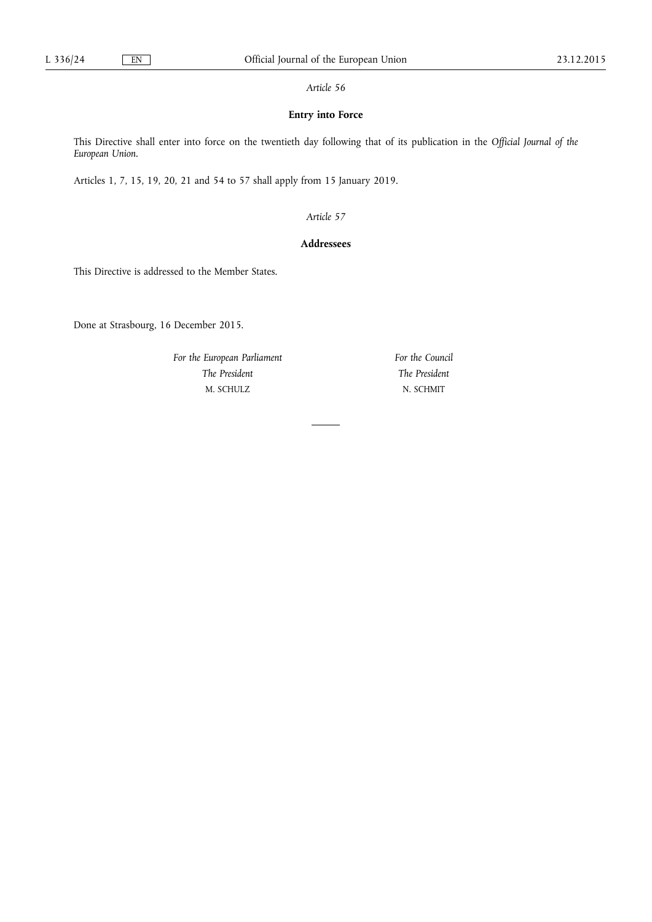*Article 56*

**Entry into Force**

This Directive shall enter into force on the twentieth day following that of its publication in the *Official Journal of the European Union*.

Articles 1, 7, 15, 19, 20, 21 and 54 to 57 shall apply from 15 January 2019.

*Article 57*

**Addressees**

This Directive is addressed to the Member States.

Done at Strasbourg, 16 December 2015.

*For the European Parliament*
*The President*
M. SCHULZ

*For the Council*
*The President*
N. SCHMIT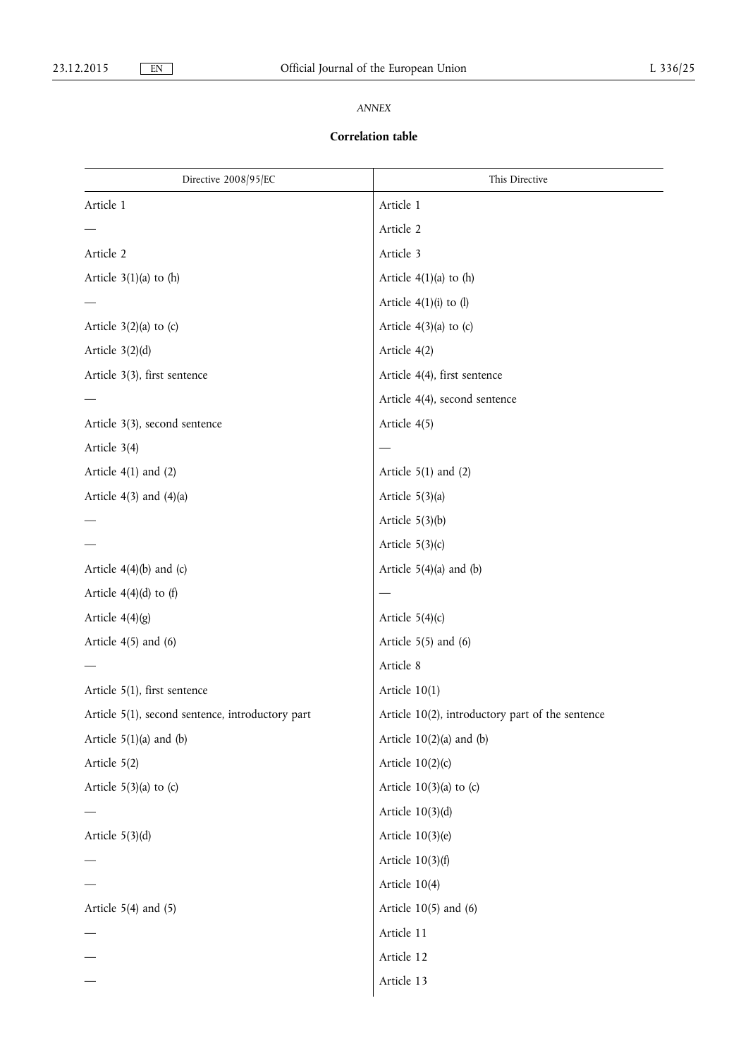*ANNEX*

**Correlation table**

| Directive 2008/95/EC | This Directive |
|---|---|
| Article 1 | Article 1 |
| — | Article 2 |
| Article 2 | Article 3 |
| Article 3(1)(a) to (h) | Article 4(1)(a) to (h) |
| — | Article 4(1)(i) to (l) |
| Article 3(2)(a) to (c) | Article 4(3)(a) to (c) |
| Article 3(2)(d) | Article 4(2) |
| Article 3(3), first sentence | Article 4(4), first sentence |
| — | Article 4(4), second sentence |
| Article 3(3), second sentence | Article 4(5) |
| Article 3(4) | — |
| Article 4(1) and (2) | Article 5(1) and (2) |
| Article 4(3) and (4)(a) | Article 5(3)(a) |
| — | Article 5(3)(b) |
| — | Article 5(3)(c) |
| Article 4(4)(b) and (c) | Article 5(4)(a) and (b) |
| Article 4(4)(d) to (f) | — |
| Article 4(4)(g) | Article 5(4)(c) |
| Article 4(5) and (6) | Article 5(5) and (6) |
| — | Article 8 |
| Article 5(1), first sentence | Article 10(1) |
| Article 5(1), second sentence, introductory part | Article 10(2), introductory part of the sentence |
| Article 5(1)(a) and (b) | Article 10(2)(a) and (b) |
| Article 5(2) | Article 10(2)(c) |
| Article 5(3)(a) to (c) | Article 10(3)(a) to (c) |
| — | Article 10(3)(d) |
| Article 5(3)(d) | Article 10(3)(e) |
| — | Article 10(3)(f) |
| — | Article 10(4) |
| Article 5(4) and (5) | Article 10(5) and (6) |
| — | Article 11 |
| — | Article 12 |
| — | Article 13 |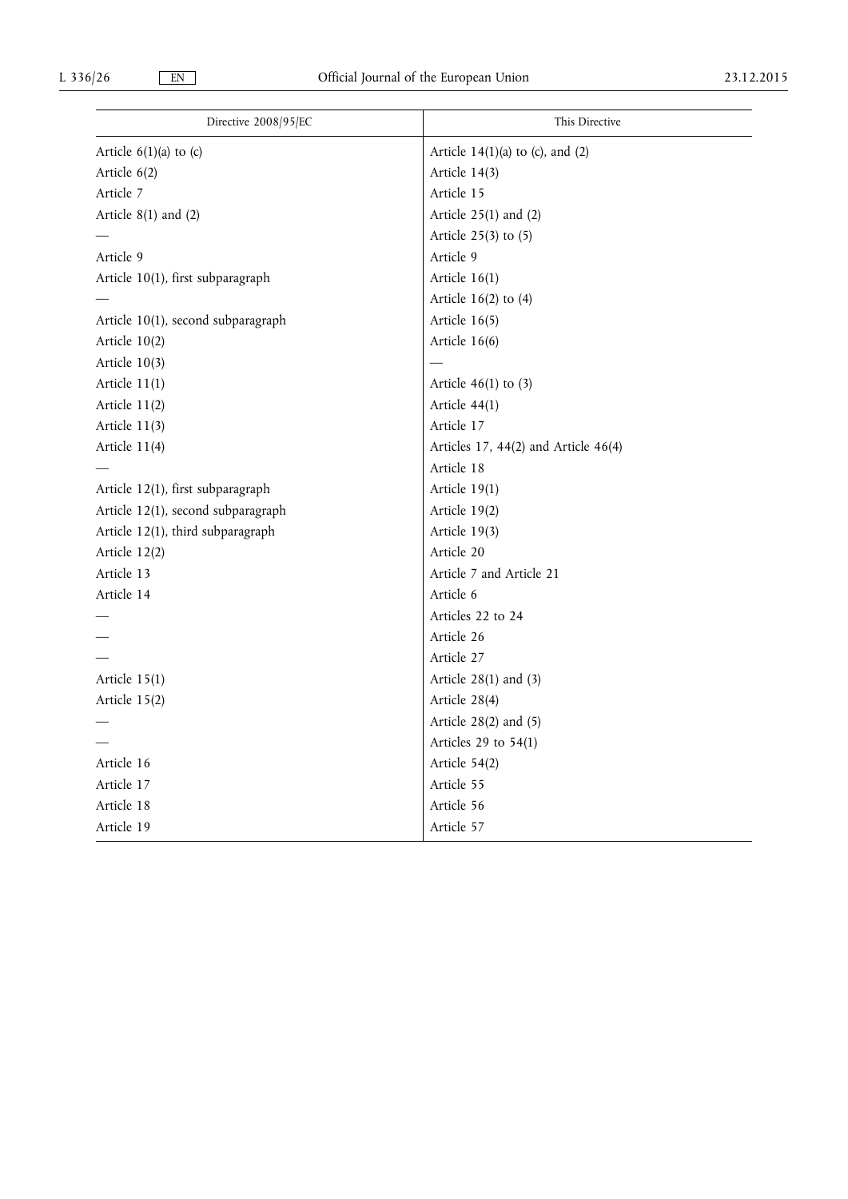| Directive 2008/95/EC | This Directive |
|---|---|
| Article 6(1)(a) to (c) | Article 14(1)(a) to (c), and (2) |
| Article 6(2) | Article 14(3) |
| Article 7 | Article 15 |
| Article 8(1) and (2) | Article 25(1) and (2) |
| — | Article 25(3) to (5) |
| Article 9 | Article 9 |
| Article 10(1), first subparagraph | Article 16(1) |
| — | Article 16(2) to (4) |
| Article 10(1), second subparagraph | Article 16(5) |
| Article 10(2) | Article 16(6) |
| Article 10(3) | — |
| Article 11(1) | Article 46(1) to (3) |
| Article 11(2) | Article 44(1) |
| Article 11(3) | Article 17 |
| Article 11(4) | Articles 17, 44(2) and Article 46(4) |
| — | Article 18 |
| Article 12(1), first subparagraph | Article 19(1) |
| Article 12(1), second subparagraph | Article 19(2) |
| Article 12(1), third subparagraph | Article 19(3) |
| Article 12(2) | Article 20 |
| Article 13 | Article 7 and Article 21 |
| Article 14 | Article 6 |
| — | Articles 22 to 24 |
| — | Article 26 |
| — | Article 27 |
| Article 15(1) | Article 28(1) and (3) |
| Article 15(2) | Article 28(4) |
| — | Article 28(2) and (5) |
| — | Articles 29 to 54(1) |
| Article 16 | Article 54(2) |
| Article 17 | Article 55 |
| Article 18 | Article 56 |
| Article 19 | Article 57 |